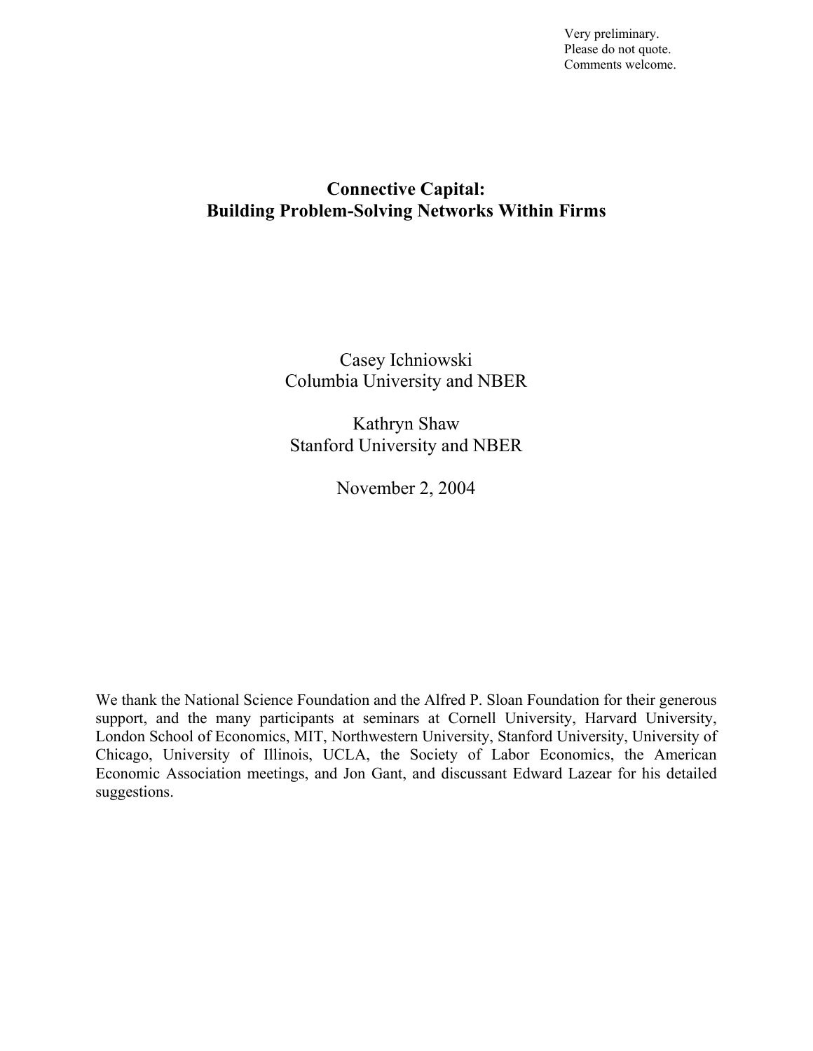Very preliminary.
Please do not quote.
Comments welcome.

# Connective Capital: Building Problem-Solving Networks Within Firms

Casey Ichniowski
Columbia University and NBER

Kathryn Shaw
Stanford University and NBER

November 2, 2004

We thank the National Science Foundation and the Alfred P. Sloan Foundation for their generous support, and the many participants at seminars at Cornell University, Harvard University, London School of Economics, MIT, Northwestern University, Stanford University, University of Chicago, University of Illinois, UCLA, the Society of Labor Economics, the American Economic Association meetings, and Jon Gant, and discussant Edward Lazear for his detailed suggestions.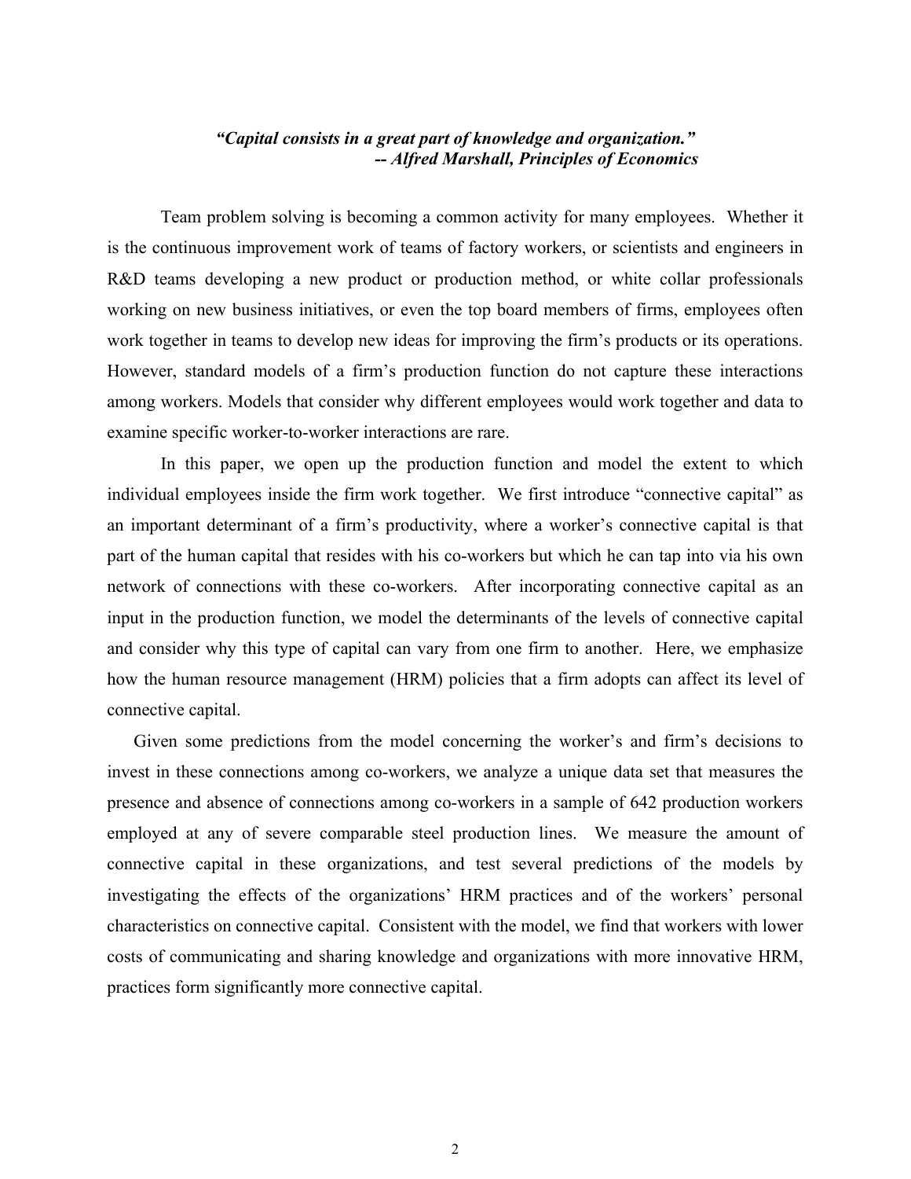***"Capital consists in a great part of knowledge and organization."***
***-- Alfred Marshall, Principles of Economics***

Team problem solving is becoming a common activity for many employees. Whether it is the continuous improvement work of teams of factory workers, or scientists and engineers in R&D teams developing a new product or production method, or white collar professionals working on new business initiatives, or even the top board members of firms, employees often work together in teams to develop new ideas for improving the firm's products or its operations. However, standard models of a firm's production function do not capture these interactions among workers. Models that consider why different employees would work together and data to examine specific worker-to-worker interactions are rare.

In this paper, we open up the production function and model the extent to which individual employees inside the firm work together. We first introduce "connective capital" as an important determinant of a firm's productivity, where a worker's connective capital is that part of the human capital that resides with his co-workers but which he can tap into via his own network of connections with these co-workers. After incorporating connective capital as an input in the production function, we model the determinants of the levels of connective capital and consider why this type of capital can vary from one firm to another. Here, we emphasize how the human resource management (HRM) policies that a firm adopts can affect its level of connective capital.

Given some predictions from the model concerning the worker's and firm's decisions to invest in these connections among co-workers, we analyze a unique data set that measures the presence and absence of connections among co-workers in a sample of 642 production workers employed at any of severe comparable steel production lines. We measure the amount of connective capital in these organizations, and test several predictions of the models by investigating the effects of the organizations' HRM practices and of the workers' personal characteristics on connective capital. Consistent with the model, we find that workers with lower costs of communicating and sharing knowledge and organizations with more innovative HRM, practices form significantly more connective capital.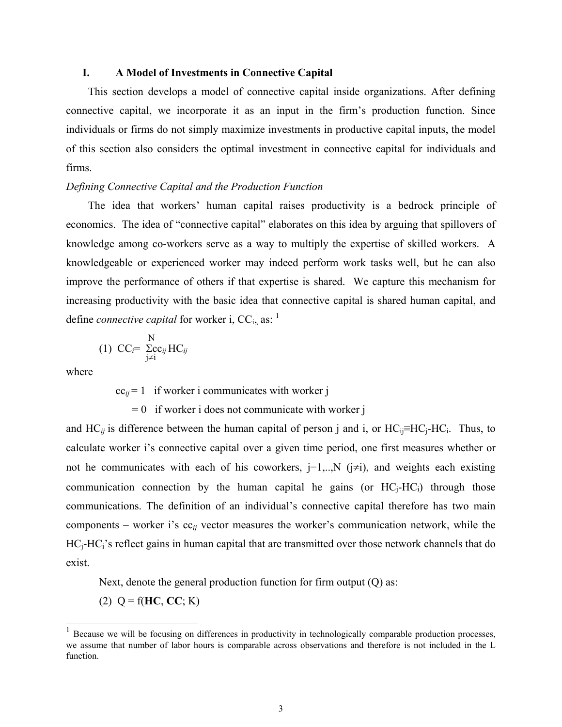## I. A Model of Investments in Connective Capital

This section develops a model of connective capital inside organizations. After defining connective capital, we incorporate it as an input in the firm's production function. Since individuals or firms do not simply maximize investments in productive capital inputs, the model of this section also considers the optimal investment in connective capital for individuals and firms.

*Defining Connective Capital and the Production Function*

The idea that workers' human capital raises productivity is a bedrock principle of economics. The idea of "connective capital" elaborates on this idea by arguing that spillovers of knowledge among co-workers serve as a way to multiply the expertise of skilled workers. A knowledgeable or experienced worker may indeed perform work tasks well, but he can also improve the performance of others if that expertise is shared. We capture this mechanism for increasing productivity with the basic idea that connective capital is shared human capital, and define *connective capital* for worker i, $CC_i$, as: [1]

$$\text{(1)}\quad CC_i = \sum_{j \neq i}^{N} cc_{ij}\, HC_{ij}$$

where

$cc_{ij} = 1$ if worker i communicates with worker j

$= 0$ if worker i does not communicate with worker j

and $HC_{ij}$ is difference between the human capital of person j and i, or $HC_{ij} \equiv HC_j - HC_i$. Thus, to calculate worker i's connective capital over a given time period, one first measures whether or not he communicates with each of his coworkers, $j=1,..,N$ ($j \neq i$), and weights each existing communication connection by the human capital he gains (or $HC_j - HC_i$) through those communications. The definition of an individual's connective capital therefore has two main components – worker i's $cc_{ij}$ vector measures the worker's communication network, while the $HC_j - HC_i$'s reflect gains in human capital that are transmitted over those network channels that do exist.

Next, denote the general production function for firm output (Q) as:

$$\text{(2)}\quad Q = f(\mathbf{HC}, \mathbf{CC}; K)$$

[1] Because we will be focusing on differences in productivity in technologically comparable production processes, we assume that number of labor hours is comparable across observations and therefore is not included in the L function.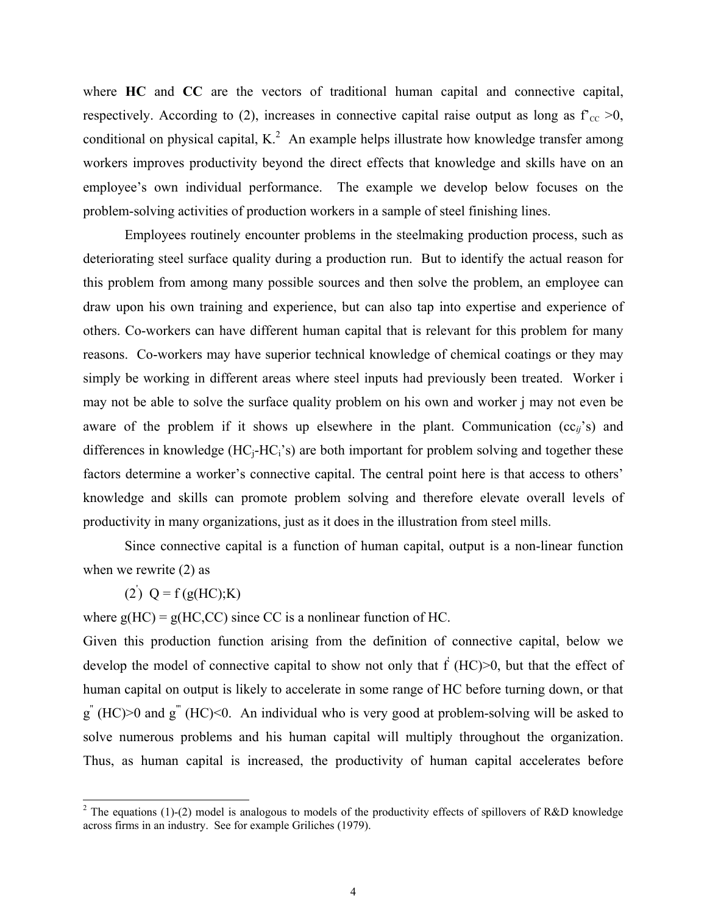where **HC** and **CC** are the vectors of traditional human capital and connective capital, respectively. According to (2), increases in connective capital raise output as long as $f'_{CC} > 0$, conditional on physical capital, K.[2] An example helps illustrate how knowledge transfer among workers improves productivity beyond the direct effects that knowledge and skills have on an employee's own individual performance. The example we develop below focuses on the problem-solving activities of production workers in a sample of steel finishing lines.

Employees routinely encounter problems in the steelmaking production process, such as deteriorating steel surface quality during a production run. But to identify the actual reason for this problem from among many possible sources and then solve the problem, an employee can draw upon his own training and experience, but can also tap into expertise and experience of others. Co-workers can have different human capital that is relevant for this problem for many reasons. Co-workers may have superior technical knowledge of chemical coatings or they may simply be working in different areas where steel inputs had previously been treated. Worker i may not be able to solve the surface quality problem on his own and worker j may not even be aware of the problem if it shows up elsewhere in the plant. Communication ($cc_{ij}$'s) and differences in knowledge ($HC_j$-$HC_i$'s) are both important for problem solving and together these factors determine a worker's connective capital. The central point here is that access to others' knowledge and skills can promote problem solving and therefore elevate overall levels of productivity in many organizations, just as it does in the illustration from steel mills.

Since connective capital is a function of human capital, output is a non-linear function when we rewrite (2) as

$(2')$ $Q = f(g(HC);K)$

where $g(HC) = g(HC,CC)$ since CC is a nonlinear function of HC.

Given this production function arising from the definition of connective capital, below we develop the model of connective capital to show not only that $f'(HC)>0$, but that the effect of human capital on output is likely to accelerate in some range of HC before turning down, or that $g''(HC)>0$ and $g'''(HC)<0$. An individual who is very good at problem-solving will be asked to solve numerous problems and his human capital will multiply throughout the organization. Thus, as human capital is increased, the productivity of human capital accelerates before

[2] The equations (1)-(2) model is analogous to models of the productivity effects of spillovers of R&D knowledge across firms in an industry. See for example Griliches (1979).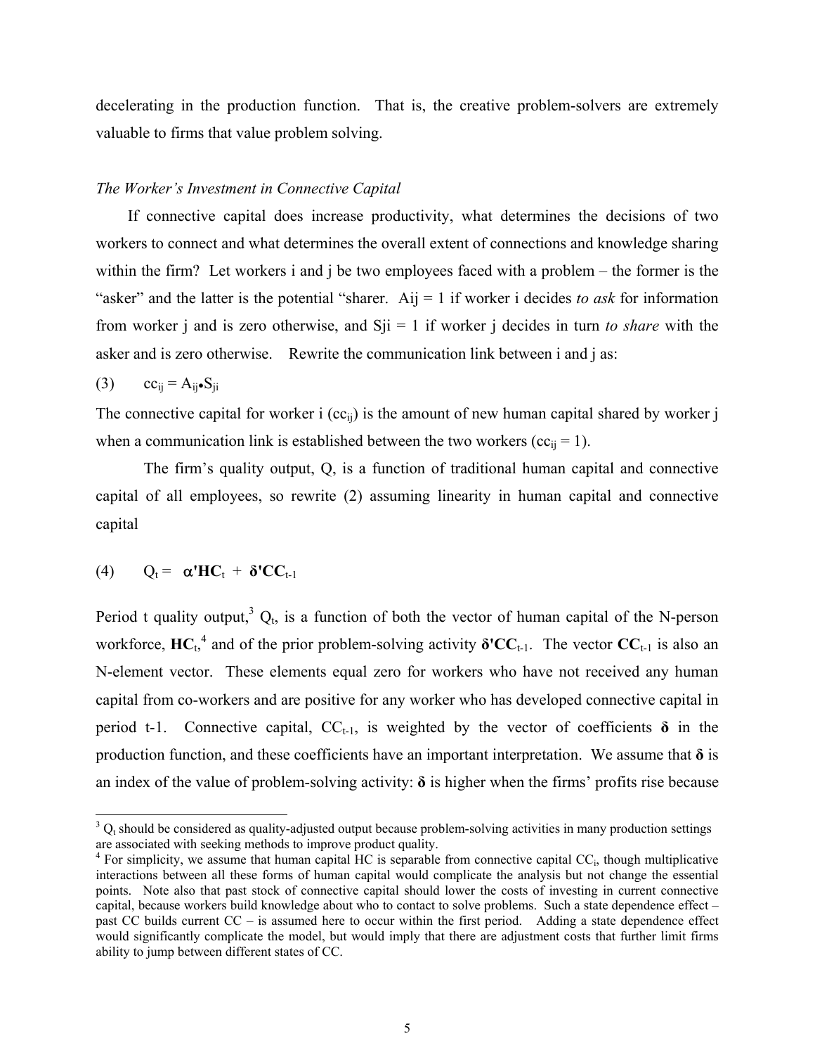decelerating in the production function. That is, the creative problem-solvers are extremely valuable to firms that value problem solving.

*The Worker's Investment in Connective Capital*

If connective capital does increase productivity, what determines the decisions of two workers to connect and what determines the overall extent of connections and knowledge sharing within the firm? Let workers i and j be two employees faced with a problem – the former is the "asker" and the latter is the potential "sharer. Aij = 1 if worker i decides *to ask* for information from worker j and is zero otherwise, and Sji = 1 if worker j decides in turn *to share* with the asker and is zero otherwise. Rewrite the communication link between i and j as:

$$(3) \qquad cc_{ij} = A_{ij} \bullet S_{ji}$$

The connective capital for worker i ($cc_{ij}$) is the amount of new human capital shared by worker j when a communication link is established between the two workers ($cc_{ij} = 1$).

The firm's quality output, Q, is a function of traditional human capital and connective capital of all employees, so rewrite (2) assuming linearity in human capital and connective capital

$$(4) \qquad Q_t = \boldsymbol{\alpha}'\mathbf{HC}_t + \boldsymbol{\delta}'\mathbf{CC}_{t-1}$$

Period t quality output,[3] $Q_t$, is a function of both the vector of human capital of the N-person workforce, $\mathbf{HC}_t$,[4] and of the prior problem-solving activity $\boldsymbol{\delta}'\mathbf{CC}_{t-1}$. The vector $\mathbf{CC}_{t-1}$ is also an N-element vector. These elements equal zero for workers who have not received any human capital from co-workers and are positive for any worker who has developed connective capital in period t-1. Connective capital, $CC_{t-1}$, is weighted by the vector of coefficients $\boldsymbol{\delta}$ in the production function, and these coefficients have an important interpretation. We assume that $\boldsymbol{\delta}$ is an index of the value of problem-solving activity: $\boldsymbol{\delta}$ is higher when the firms' profits rise because

---

[3] $Q_t$ should be considered as quality-adjusted output because problem-solving activities in many production settings are associated with seeking methods to improve product quality.

[4] For simplicity, we assume that human capital HC is separable from connective capital $CC_i$, though multiplicative interactions between all these forms of human capital would complicate the analysis but not change the essential points. Note also that past stock of connective capital should lower the costs of investing in current connective capital, because workers build knowledge about who to contact to solve problems. Such a state dependence effect – past CC builds current CC – is assumed here to occur within the first period. Adding a state dependence effect would significantly complicate the model, but would imply that there are adjustment costs that further limit firms ability to jump between different states of CC.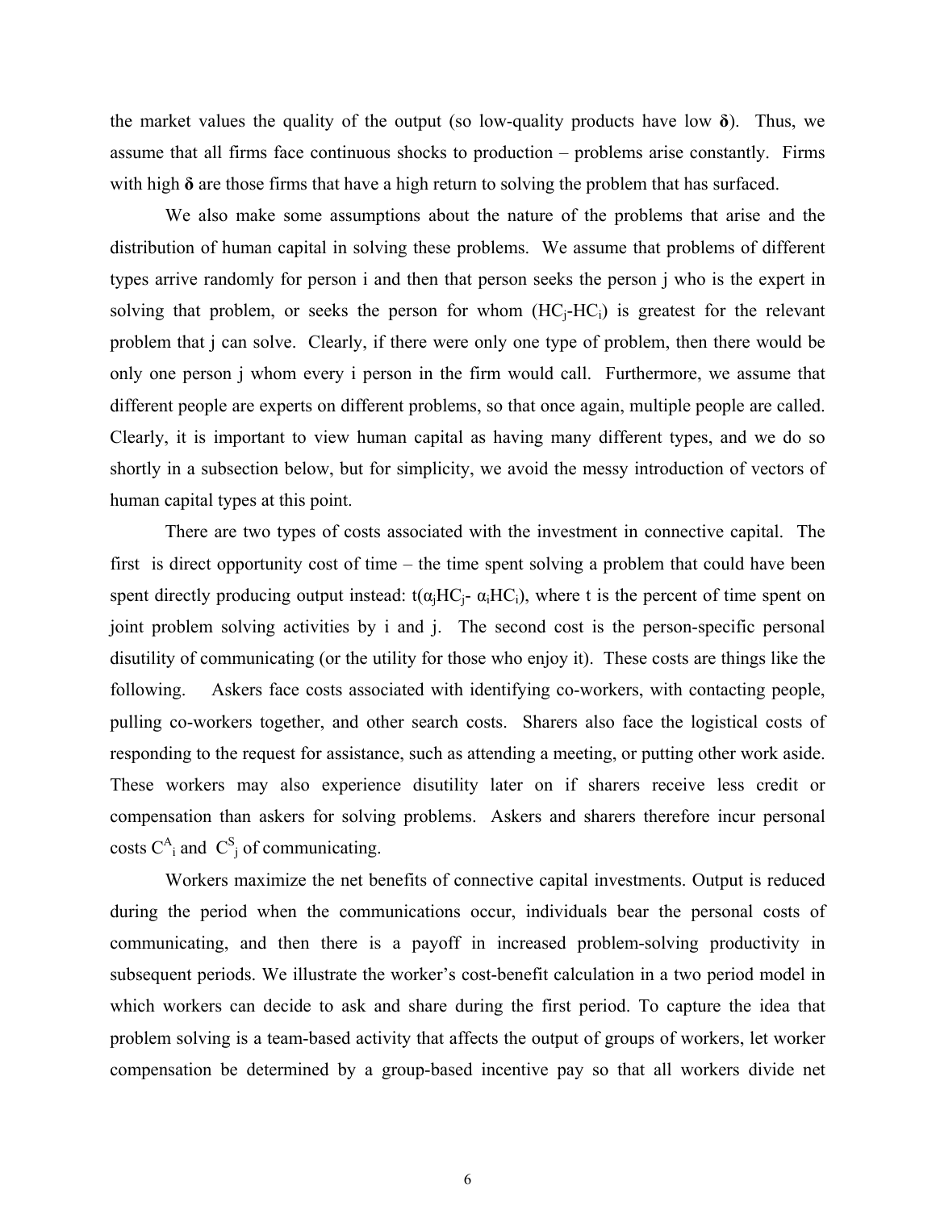the market values the quality of the output (so low-quality products have low **δ**). Thus, we assume that all firms face continuous shocks to production – problems arise constantly. Firms with high **δ** are those firms that have a high return to solving the problem that has surfaced.

We also make some assumptions about the nature of the problems that arise and the distribution of human capital in solving these problems. We assume that problems of different types arrive randomly for person i and then that person seeks the person j who is the expert in solving that problem, or seeks the person for whom ($HC_j$-$HC_i$) is greatest for the relevant problem that j can solve. Clearly, if there were only one type of problem, then there would be only one person j whom every i person in the firm would call. Furthermore, we assume that different people are experts on different problems, so that once again, multiple people are called. Clearly, it is important to view human capital as having many different types, and we do so shortly in a subsection below, but for simplicity, we avoid the messy introduction of vectors of human capital types at this point.

There are two types of costs associated with the investment in connective capital. The first is direct opportunity cost of time – the time spent solving a problem that could have been spent directly producing output instead: $t(\alpha_j HC_j - \alpha_i HC_i)$, where t is the percent of time spent on joint problem solving activities by i and j. The second cost is the person-specific personal disutility of communicating (or the utility for those who enjoy it). These costs are things like the following. Askers face costs associated with identifying co-workers, with contacting people, pulling co-workers together, and other search costs. Sharers also face the logistical costs of responding to the request for assistance, such as attending a meeting, or putting other work aside. These workers may also experience disutility later on if sharers receive less credit or compensation than askers for solving problems. Askers and sharers therefore incur personal costs $C^A_i$ and $C^S_j$ of communicating.

Workers maximize the net benefits of connective capital investments. Output is reduced during the period when the communications occur, individuals bear the personal costs of communicating, and then there is a payoff in increased problem-solving productivity in subsequent periods. We illustrate the worker's cost-benefit calculation in a two period model in which workers can decide to ask and share during the first period. To capture the idea that problem solving is a team-based activity that affects the output of groups of workers, let worker compensation be determined by a group-based incentive pay so that all workers divide net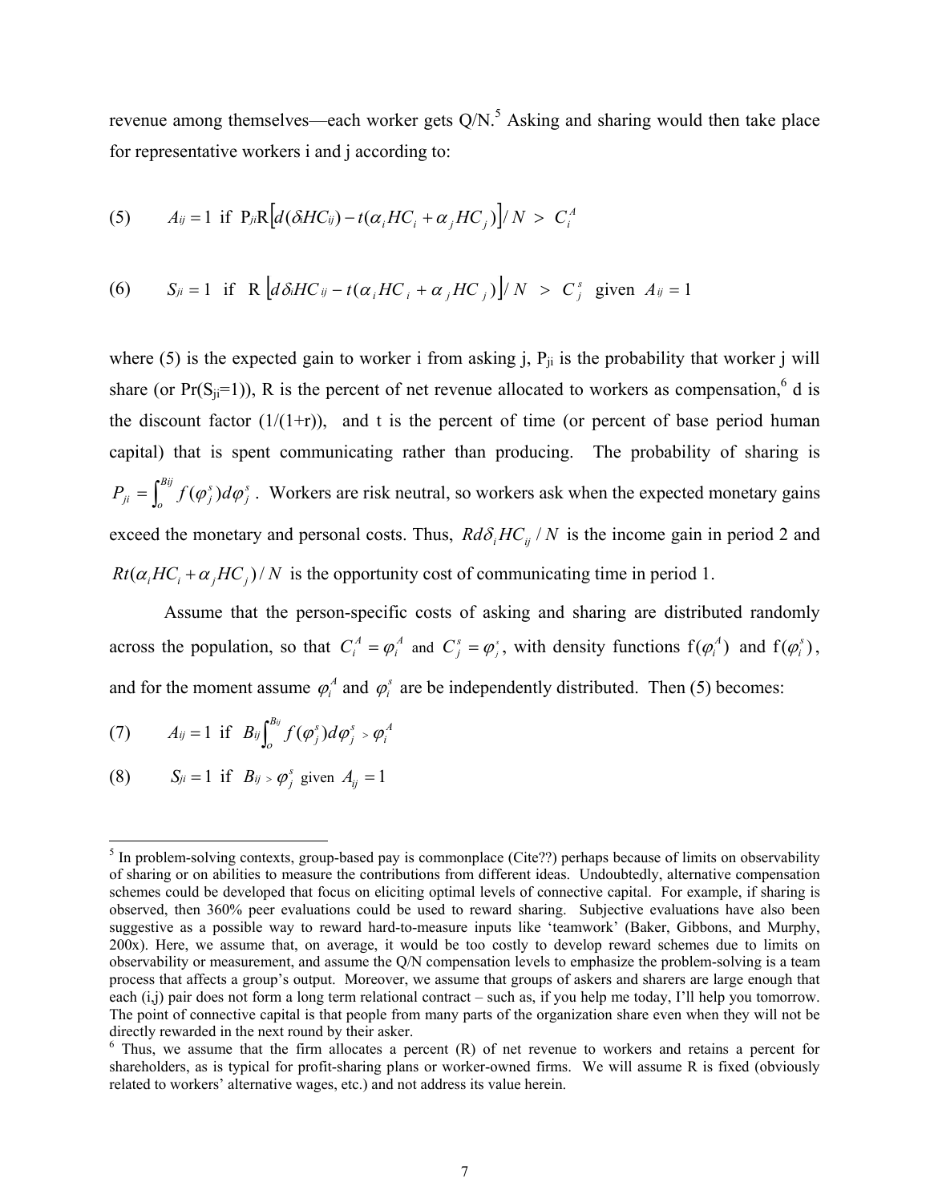revenue among themselves—each worker gets Q/N.[5] Asking and sharing would then take place for representative workers i and j according to:

$$(5) \qquad A_{ij} = 1 \text{ if } P_{ji}R\left[d(\delta_i HC_{ij}) - t(\alpha_i HC_i + \alpha_j HC_j)\right]/N \; > \; C_i^A$$

$$(6) \qquad S_{ji} = 1 \text{ if } R\left[d\delta_i HC_{ij} - t(\alpha_i HC_i + \alpha_j HC_j)\right]/N \; > \; C_j^s \text{ given } A_{ij} = 1$$

where (5) is the expected gain to worker i from asking j, $P_{ji}$ is the probability that worker j will share (or $\Pr(S_{ji}=1)$), R is the percent of net revenue allocated to workers as compensation,[6] d is the discount factor (1/(1+r)), and t is the percent of time (or percent of base period human capital) that is spent communicating rather than producing. The probability of sharing is $P_{ji} = \int_o^{Bij} f(\varphi_j^s)d\varphi_j^s$. Workers are risk neutral, so workers ask when the expected monetary gains exceed the monetary and personal costs. Thus, $Rd\delta_i HC_{ij}/N$ is the income gain in period 2 and $Rt(\alpha_i HC_i + \alpha_j HC_j)/N$ is the opportunity cost of communicating time in period 1.

Assume that the person-specific costs of asking and sharing are distributed randomly across the population, so that $C_i^A = \varphi_i^A$ and $C_j^s = \varphi_j^s$, with density functions $f(\varphi_i^A)$ and $f(\varphi_i^s)$, and for the moment assume $\varphi_i^A$ and $\varphi_i^s$ are be independently distributed. Then (5) becomes:

$$(7) \qquad A_{ij} = 1 \text{ if } B_{ij}\int_o^{B_{ij}} f(\varphi_j^s)d\varphi_j^s > \varphi_i^A$$

$$(8) \qquad S_{ji} = 1 \text{ if } B_{ij} > \varphi_j^s \text{ given } A_{ij} = 1$$

---

[5] In problem-solving contexts, group-based pay is commonplace (Cite??) perhaps because of limits on observability of sharing or on abilities to measure the contributions from different ideas. Undoubtedly, alternative compensation schemes could be developed that focus on eliciting optimal levels of connective capital. For example, if sharing is observed, then 360% peer evaluations could be used to reward sharing. Subjective evaluations have also been suggestive as a possible way to reward hard-to-measure inputs like 'teamwork' (Baker, Gibbons, and Murphy, 200x). Here, we assume that, on average, it would be too costly to develop reward schemes due to limits on observability or measurement, and assume the Q/N compensation levels to emphasize the problem-solving is a team process that affects a group's output. Moreover, we assume that groups of askers and sharers are large enough that each (i,j) pair does not form a long term relational contract – such as, if you help me today, I'll help you tomorrow. The point of connective capital is that people from many parts of the organization share even when they will not be directly rewarded in the next round by their asker.

[6] Thus, we assume that the firm allocates a percent (R) of net revenue to workers and retains a percent for shareholders, as is typical for profit-sharing plans or worker-owned firms. We will assume R is fixed (obviously related to workers' alternative wages, etc.) and not address its value herein.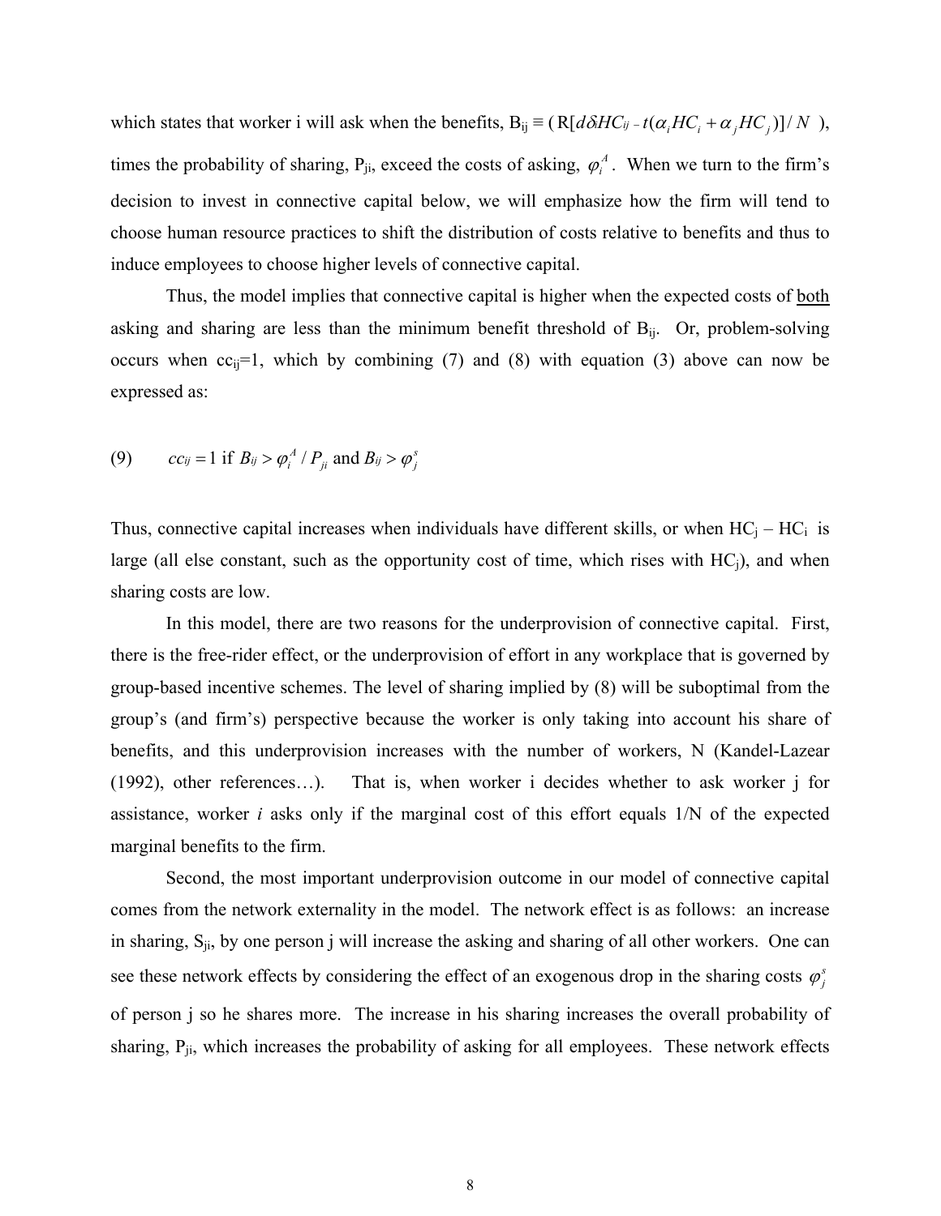which states that worker i will ask when the benefits, $B_{ij} \equiv ( R[d\delta HC_{ij} - t(\alpha_i HC_i + \alpha_j HC_j)]/N )$, times the probability of sharing, $P_{ji}$, exceed the costs of asking, $\varphi_i^A$. When we turn to the firm's decision to invest in connective capital below, we will emphasize how the firm will tend to choose human resource practices to shift the distribution of costs relative to benefits and thus to induce employees to choose higher levels of connective capital.

Thus, the model implies that connective capital is higher when the expected costs of both asking and sharing are less than the minimum benefit threshold of $B_{ij}$. Or, problem-solving occurs when $cc_{ij}=1$, which by combining (7) and (8) with equation (3) above can now be expressed as:

$$(9) \qquad cc_{ij} = 1 \text{ if } B_{ij} > \varphi_i^A / P_{ji} \text{ and } B_{ij} > \varphi_j^s$$

Thus, connective capital increases when individuals have different skills, or when $HC_j - HC_i$ is large (all else constant, such as the opportunity cost of time, which rises with $HC_j$), and when sharing costs are low.

In this model, there are two reasons for the underprovision of connective capital. First, there is the free-rider effect, or the underprovision of effort in any workplace that is governed by group-based incentive schemes. The level of sharing implied by (8) will be suboptimal from the group's (and firm's) perspective because the worker is only taking into account his share of benefits, and this underprovision increases with the number of workers, N (Kandel-Lazear (1992), other references…). That is, when worker i decides whether to ask worker j for assistance, worker *i* asks only if the marginal cost of this effort equals 1/N of the expected marginal benefits to the firm.

Second, the most important underprovision outcome in our model of connective capital comes from the network externality in the model. The network effect is as follows: an increase in sharing, $S_{ji}$, by one person j will increase the asking and sharing of all other workers. One can see these network effects by considering the effect of an exogenous drop in the sharing costs $\varphi_j^s$ of person j so he shares more. The increase in his sharing increases the overall probability of sharing, $P_{ji}$, which increases the probability of asking for all employees. These network effects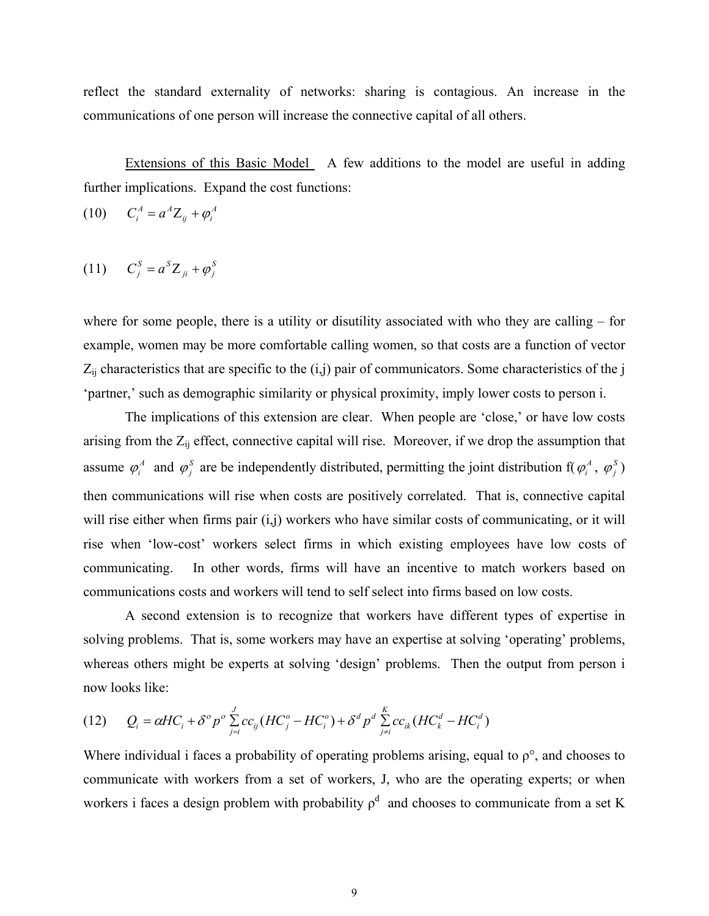reflect the standard externality of networks: sharing is contagious. An increase in the communications of one person will increase the connective capital of all others.

<u>Extensions of this Basic Model</u> A few additions to the model are useful in adding further implications. Expand the cost functions:

$$C_i^A = a^A \mathrm{Z}_{ij} + \varphi_i^A \tag{10}$$

$$C_j^S = a^S \mathrm{Z}_{ji} + \varphi_j^S \tag{11}$$

where for some people, there is a utility or disutility associated with who they are calling – for example, women may be more comfortable calling women, so that costs are a function of vector $\mathrm{Z}_{ij}$ characteristics that are specific to the (i,j) pair of communicators. Some characteristics of the j 'partner,' such as demographic similarity or physical proximity, imply lower costs to person i.

The implications of this extension are clear. When people are 'close,' or have low costs arising from the $\mathrm{Z}_{ij}$ effect, connective capital will rise. Moreover, if we drop the assumption that assume $\varphi_i^A$ and $\varphi_j^S$ are be independently distributed, permitting the joint distribution f( $\varphi_i^A$ , $\varphi_j^S$ ) then communications will rise when costs are positively correlated. That is, connective capital will rise either when firms pair (i,j) workers who have similar costs of communicating, or it will rise when 'low-cost' workers select firms in which existing employees have low costs of communicating. In other words, firms will have an incentive to match workers based on communications costs and workers will tend to self select into firms based on low costs.

A second extension is to recognize that workers have different types of expertise in solving problems. That is, some workers may have an expertise at solving 'operating' problems, whereas others might be experts at solving 'design' problems. Then the output from person i now looks like:

$$Q_i = \alpha HC_i + \delta^o p^o \sum_{j=i}^{J} cc_{ij}(HC_j^o - HC_i^o) + \delta^d p^d \sum_{j \neq i}^{K} cc_{ik}(HC_k^d - HC_i^d) \tag{12}$$

Where individual i faces a probability of operating problems arising, equal to ρ°, and chooses to communicate with workers from a set of workers, J, who are the operating experts; or when workers i faces a design problem with probability $\rho^d$ and chooses to communicate from a set K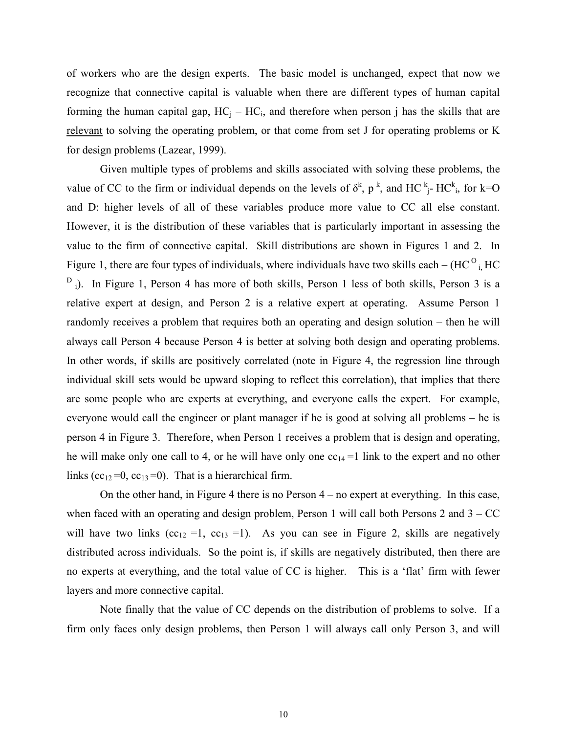of workers who are the design experts. The basic model is unchanged, expect that now we recognize that connective capital is valuable when there are different types of human capital forming the human capital gap, $HC_j - HC_i$, and therefore when person j has the skills that are <u>relevant</u> to solving the operating problem, or that come from set J for operating problems or K for design problems (Lazear, 1999).

Given multiple types of problems and skills associated with solving these problems, the value of CC to the firm or individual depends on the levels of $\delta^k$, $p^k$, and $HC^k_j - HC^k_i$, for k=O and D: higher levels of all of these variables produce more value to CC all else constant. However, it is the distribution of these variables that is particularly important in assessing the value to the firm of connective capital. Skill distributions are shown in Figures 1 and 2. In Figure 1, there are four types of individuals, where individuals have two skills each – ($HC^O_i$, $HC^D_i$). In Figure 1, Person 4 has more of both skills, Person 1 less of both skills, Person 3 is a relative expert at design, and Person 2 is a relative expert at operating. Assume Person 1 randomly receives a problem that requires both an operating and design solution – then he will always call Person 4 because Person 4 is better at solving both design and operating problems. In other words, if skills are positively correlated (note in Figure 4, the regression line through individual skill sets would be upward sloping to reflect this correlation), that implies that there are some people who are experts at everything, and everyone calls the expert. For example, everyone would call the engineer or plant manager if he is good at solving all problems – he is person 4 in Figure 3. Therefore, when Person 1 receives a problem that is design and operating, he will make only one call to 4, or he will have only one $cc_{14} = 1$ link to the expert and no other links ($cc_{12} = 0$, $cc_{13} = 0$). That is a hierarchical firm.

On the other hand, in Figure 4 there is no Person 4 – no expert at everything. In this case, when faced with an operating and design problem, Person 1 will call both Persons 2 and 3 – CC will have two links ($cc_{12} = 1$, $cc_{13} = 1$). As you can see in Figure 2, skills are negatively distributed across individuals. So the point is, if skills are negatively distributed, then there are no experts at everything, and the total value of CC is higher. This is a 'flat' firm with fewer layers and more connective capital.

Note finally that the value of CC depends on the distribution of problems to solve. If a firm only faces only design problems, then Person 1 will always call only Person 3, and will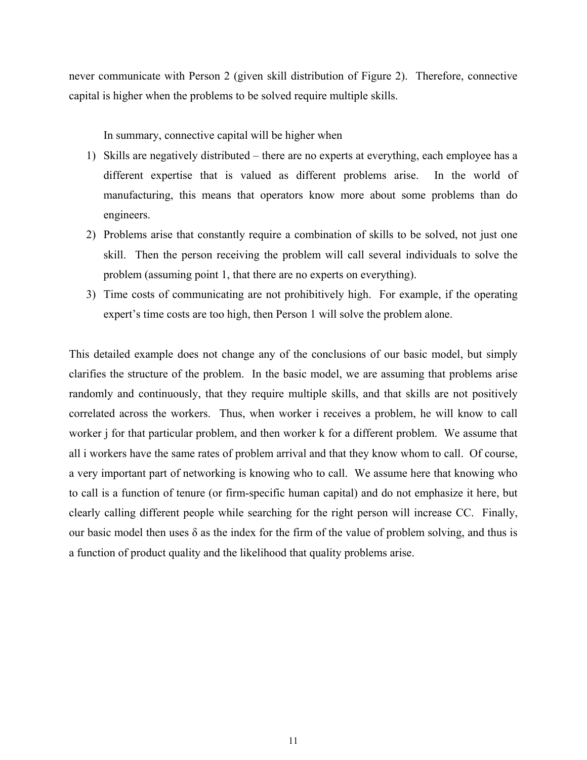never communicate with Person 2 (given skill distribution of Figure 2). Therefore, connective capital is higher when the problems to be solved require multiple skills.

In summary, connective capital will be higher when

1) Skills are negatively distributed – there are no experts at everything, each employee has a different expertise that is valued as different problems arise. In the world of manufacturing, this means that operators know more about some problems than do engineers.
2) Problems arise that constantly require a combination of skills to be solved, not just one skill. Then the person receiving the problem will call several individuals to solve the problem (assuming point 1, that there are no experts on everything).
3) Time costs of communicating are not prohibitively high. For example, if the operating expert's time costs are too high, then Person 1 will solve the problem alone.

This detailed example does not change any of the conclusions of our basic model, but simply clarifies the structure of the problem. In the basic model, we are assuming that problems arise randomly and continuously, that they require multiple skills, and that skills are not positively correlated across the workers. Thus, when worker i receives a problem, he will know to call worker j for that particular problem, and then worker k for a different problem. We assume that all i workers have the same rates of problem arrival and that they know whom to call. Of course, a very important part of networking is knowing who to call. We assume here that knowing who to call is a function of tenure (or firm-specific human capital) and do not emphasize it here, but clearly calling different people while searching for the right person will increase CC. Finally, our basic model then uses $\delta$ as the index for the firm of the value of problem solving, and thus is a function of product quality and the likelihood that quality problems arise.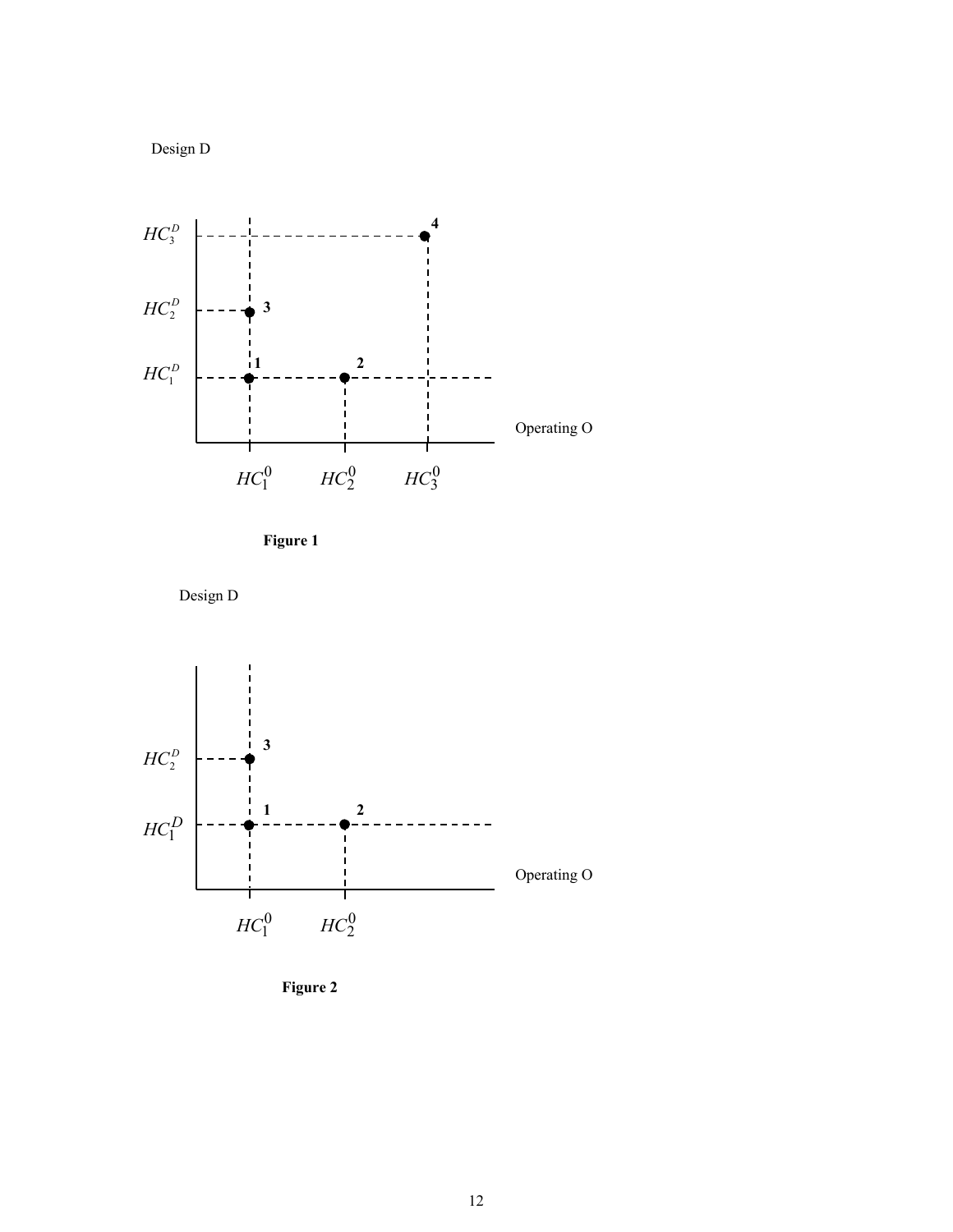Design D

$HC_3^D$

$HC_2^D$

$HC_1^D$

Operating O

$HC_1^0$ $HC_2^0$ $HC_3^0$

**Figure 1**

Design D

$HC_2^D$

$HC_1^D$

Operating O

$HC_1^0$ $HC_2^0$

**Figure 2**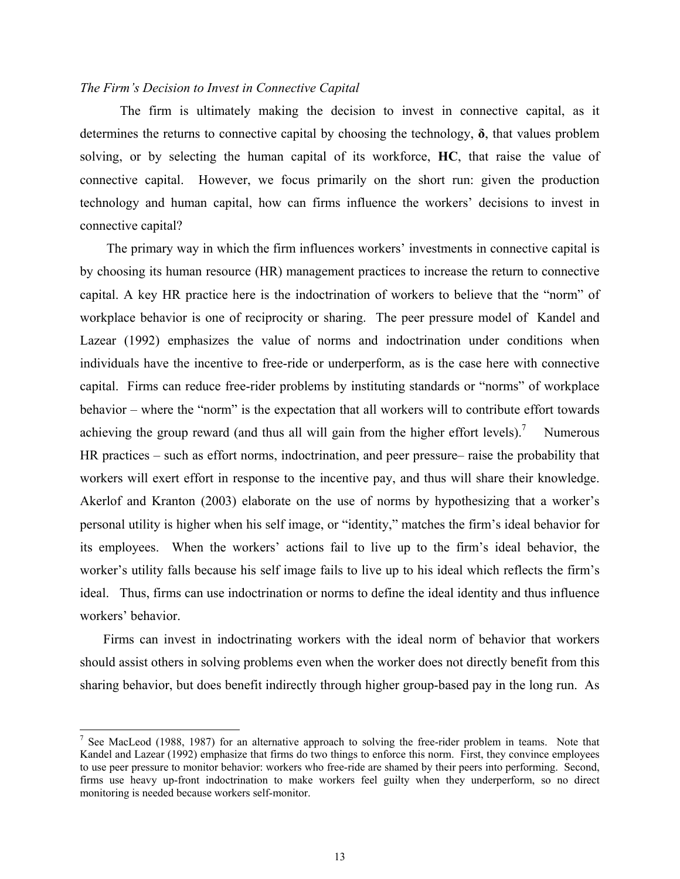*The Firm's Decision to Invest in Connective Capital*

The firm is ultimately making the decision to invest in connective capital, as it determines the returns to connective capital by choosing the technology, **δ**, that values problem solving, or by selecting the human capital of its workforce, **HC**, that raise the value of connective capital. However, we focus primarily on the short run: given the production technology and human capital, how can firms influence the workers' decisions to invest in connective capital?

The primary way in which the firm influences workers' investments in connective capital is by choosing its human resource (HR) management practices to increase the return to connective capital. A key HR practice here is the indoctrination of workers to believe that the "norm" of workplace behavior is one of reciprocity or sharing. The peer pressure model of Kandel and Lazear (1992) emphasizes the value of norms and indoctrination under conditions when individuals have the incentive to free-ride or underperform, as is the case here with connective capital. Firms can reduce free-rider problems by instituting standards or "norms" of workplace behavior – where the "norm" is the expectation that all workers will to contribute effort towards achieving the group reward (and thus all will gain from the higher effort levels).[7] Numerous HR practices – such as effort norms, indoctrination, and peer pressure– raise the probability that workers will exert effort in response to the incentive pay, and thus will share their knowledge. Akerlof and Kranton (2003) elaborate on the use of norms by hypothesizing that a worker's personal utility is higher when his self image, or "identity," matches the firm's ideal behavior for its employees. When the workers' actions fail to live up to the firm's ideal behavior, the worker's utility falls because his self image fails to live up to his ideal which reflects the firm's ideal. Thus, firms can use indoctrination or norms to define the ideal identity and thus influence workers' behavior.

Firms can invest in indoctrinating workers with the ideal norm of behavior that workers should assist others in solving problems even when the worker does not directly benefit from this sharing behavior, but does benefit indirectly through higher group-based pay in the long run. As

[7] See MacLeod (1988, 1987) for an alternative approach to solving the free-rider problem in teams. Note that Kandel and Lazear (1992) emphasize that firms do two things to enforce this norm. First, they convince employees to use peer pressure to monitor behavior: workers who free-ride are shamed by their peers into performing. Second, firms use heavy up-front indoctrination to make workers feel guilty when they underperform, so no direct monitoring is needed because workers self-monitor.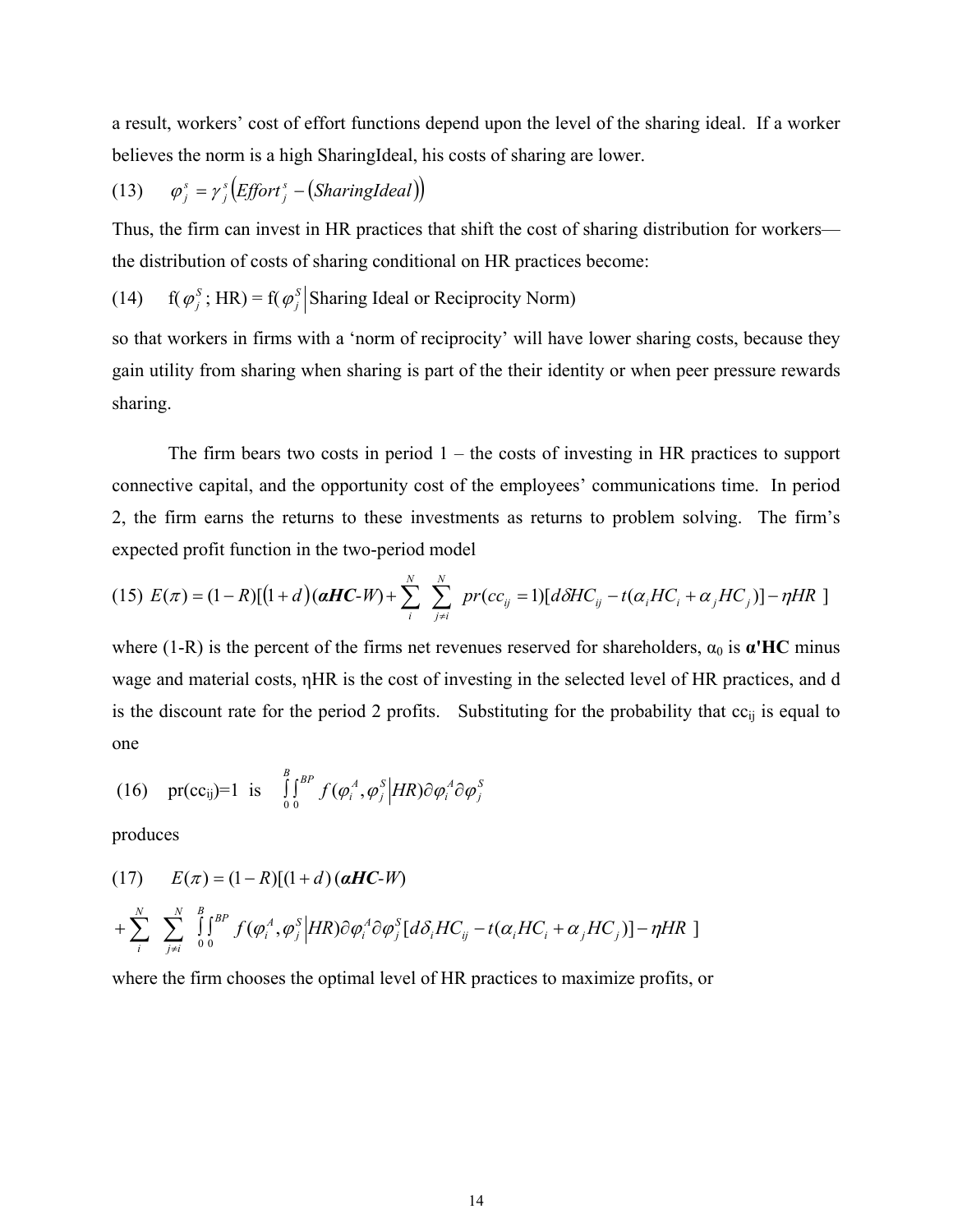a result, workers' cost of effort functions depend upon the level of the sharing ideal. If a worker believes the norm is a high SharingIdeal, his costs of sharing are lower.

$$(13) \quad \varphi_j^s = \gamma_j^s \left( Effort_j^s - (SharingIdeal) \right)$$

Thus, the firm can invest in HR practices that shift the cost of sharing distribution for workers—the distribution of costs of sharing conditional on HR practices become:

$$(14) \quad \text{f}(\varphi_j^S\text{; HR}) = \text{f}(\varphi_j^S \big| \text{Sharing Ideal or Reciprocity Norm})$$

so that workers in firms with a 'norm of reciprocity' will have lower sharing costs, because they gain utility from sharing when sharing is part of the their identity or when peer pressure rewards sharing.

The firm bears two costs in period 1 – the costs of investing in HR practices to support connective capital, and the opportunity cost of the employees' communications time. In period 2, the firm earns the returns to these investments as returns to problem solving. The firm's expected profit function in the two-period model

$$(15) \; E(\pi) = (1-R)[(1+d)(\boldsymbol{\alpha HC}\text{-}W) + \sum_{i}^{N} \sum_{j \neq i}^{N} pr(cc_{ij}=1)[d\delta HC_{ij} - t(\alpha_i HC_i + \alpha_j HC_j)] - \eta HR \;]$$

where (1-R) is the percent of the firms net revenues reserved for shareholders, $\alpha_0$ is $\boldsymbol{\alpha'}$**HC** minus wage and material costs, $\eta$HR is the cost of investing in the selected level of HR practices, and d is the discount rate for the period 2 profits. Substituting for the probability that $cc_{ij}$ is equal to one

$$(16) \quad \text{pr}(cc_{ij})\text{=1 is} \quad \int_0^B \int_0^{BP} f(\varphi_i^A, \varphi_j^S \big| HR) \partial\varphi_i^A \partial\varphi_j^S$$

produces

$$(17) \quad E(\pi) = (1-R)[(1+d)\,(\boldsymbol{\alpha HC}\text{-}W)$$

$$+ \sum_{i}^{N} \sum_{j \neq i}^{N} \int_0^B \int_0^{BP} f(\varphi_i^A, \varphi_j^S \big| HR) \partial\varphi_i^A \partial\varphi_j^S [d\delta_i HC_{ij} - t(\alpha_i HC_i + \alpha_j HC_j)] - \eta HR \;]$$

where the firm chooses the optimal level of HR practices to maximize profits, or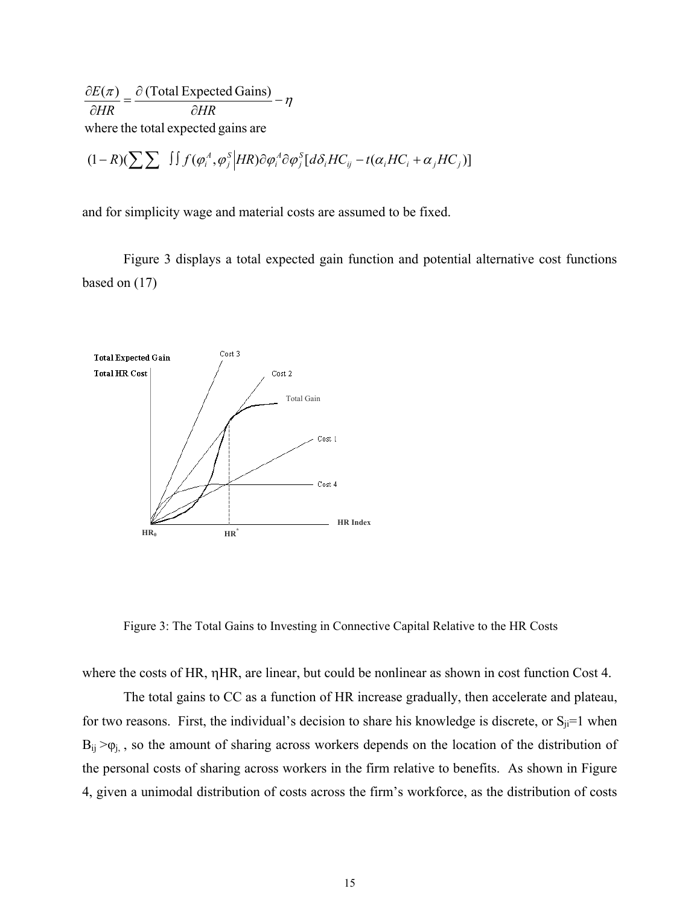$$\frac{\partial E(\pi)}{\partial HR} = \frac{\partial\,(\text{Total Expected Gains})}{\partial HR} - \eta$$

where the total expected gains are

$$(1-R)(\sum\sum \iint f(\varphi_i^A, \varphi_j^S \big| HR)\partial\varphi_i^A \partial\varphi_j^S [d\delta_i HC_{ij} - t(\alpha_i HC_i + \alpha_j HC_j)]$$

and for simplicity wage and material costs are assumed to be fixed.

Figure 3 displays a total expected gain function and potential alternative cost functions based on (17)

Figure 3: The Total Gains to Investing in Connective Capital Relative to the HR Costs

where the costs of HR, $\eta HR$, are linear, but could be nonlinear as shown in cost function Cost 4.

The total gains to CC as a function of HR increase gradually, then accelerate and plateau, for two reasons. First, the individual's decision to share his knowledge is discrete, or $S_{ji}=1$ when $B_{ij} > \varphi_j$, so the amount of sharing across workers depends on the location of the distribution of the personal costs of sharing across workers in the firm relative to benefits. As shown in Figure 4, given a unimodal distribution of costs across the firm's workforce, as the distribution of costs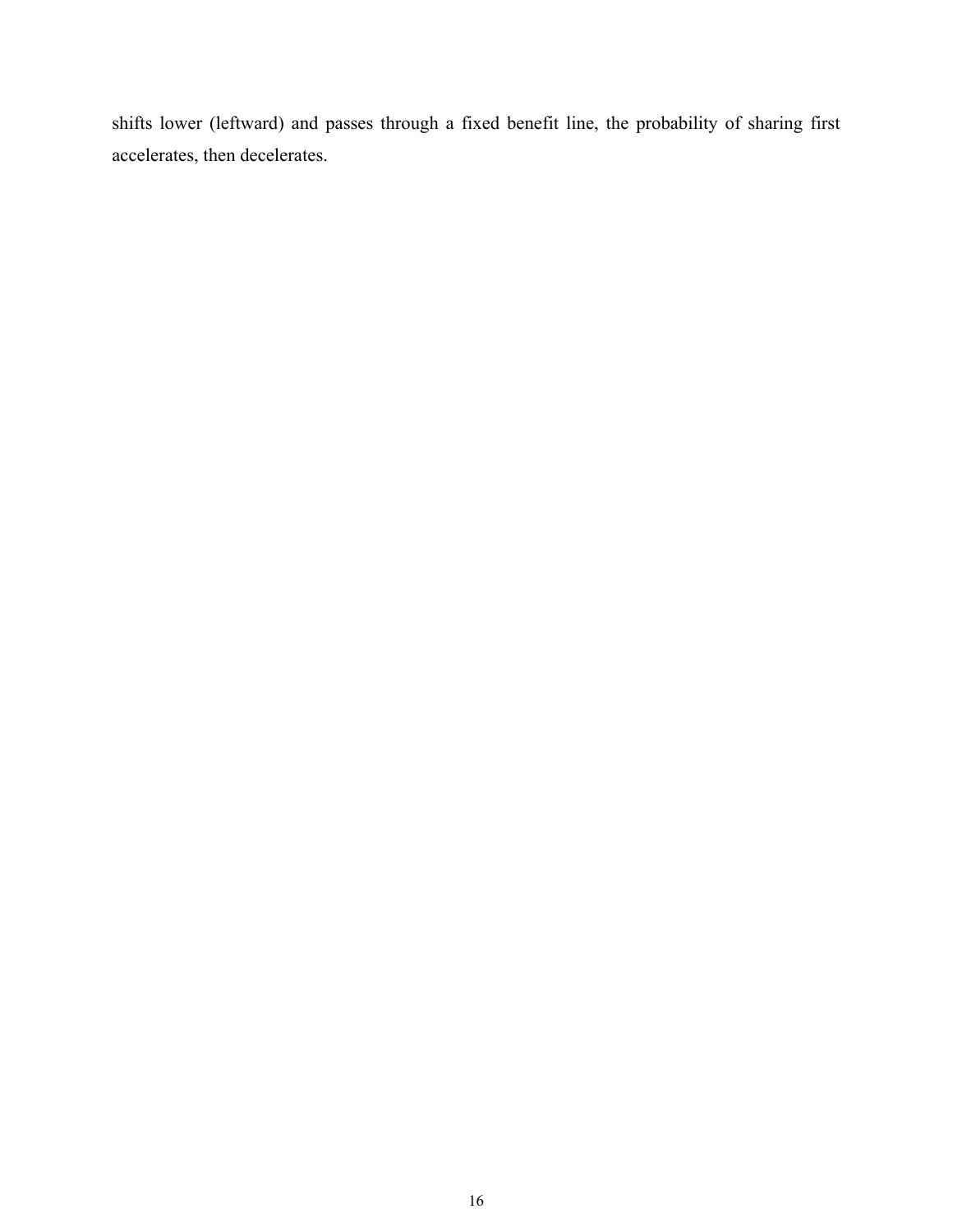shifts lower (leftward) and passes through a fixed benefit line, the probability of sharing first accelerates, then decelerates.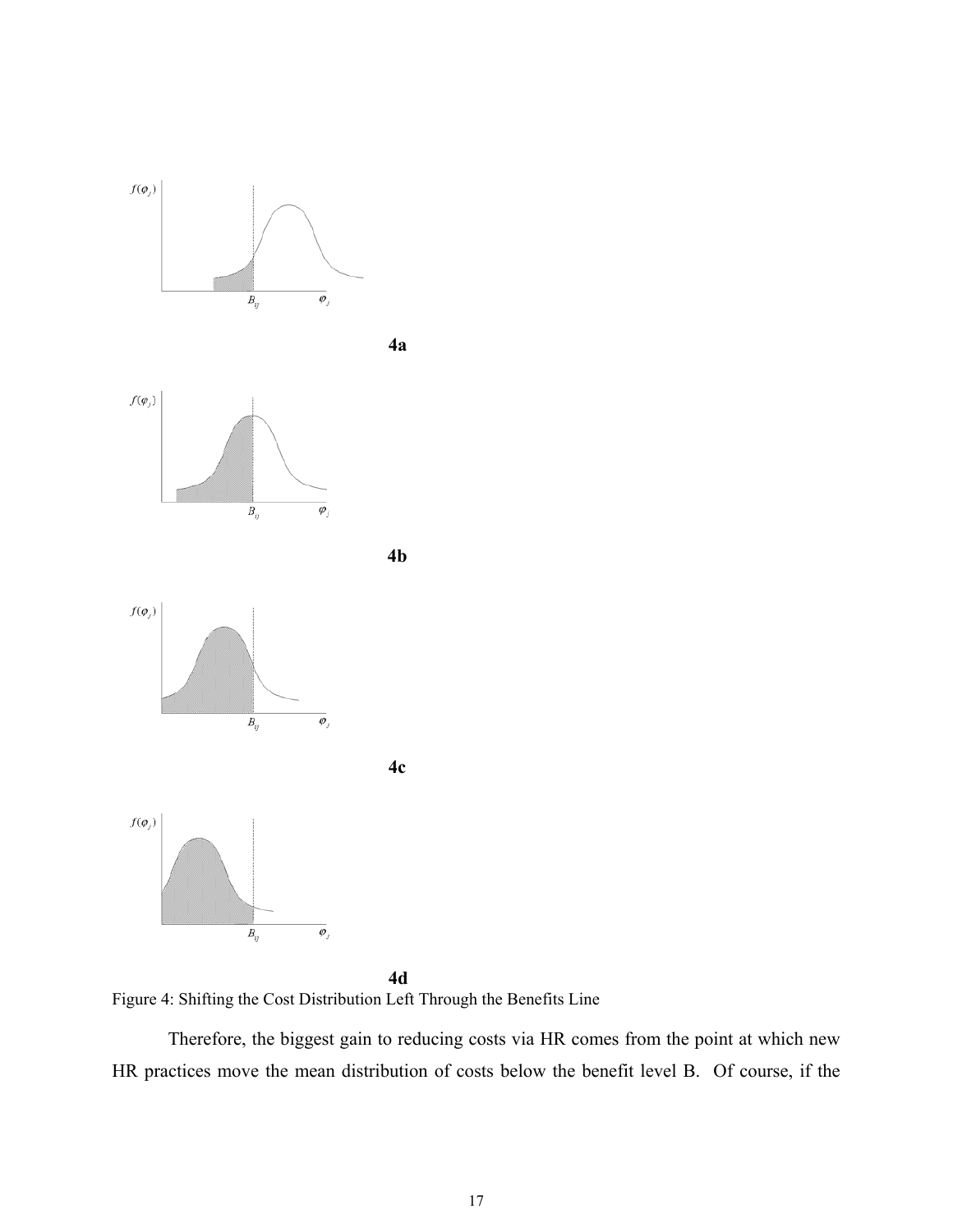4a

4b

4c

4d

Figure 4: Shifting the Cost Distribution Left Through the Benefits Line

Therefore, the biggest gain to reducing costs via HR comes from the point at which new HR practices move the mean distribution of costs below the benefit level B. Of course, if the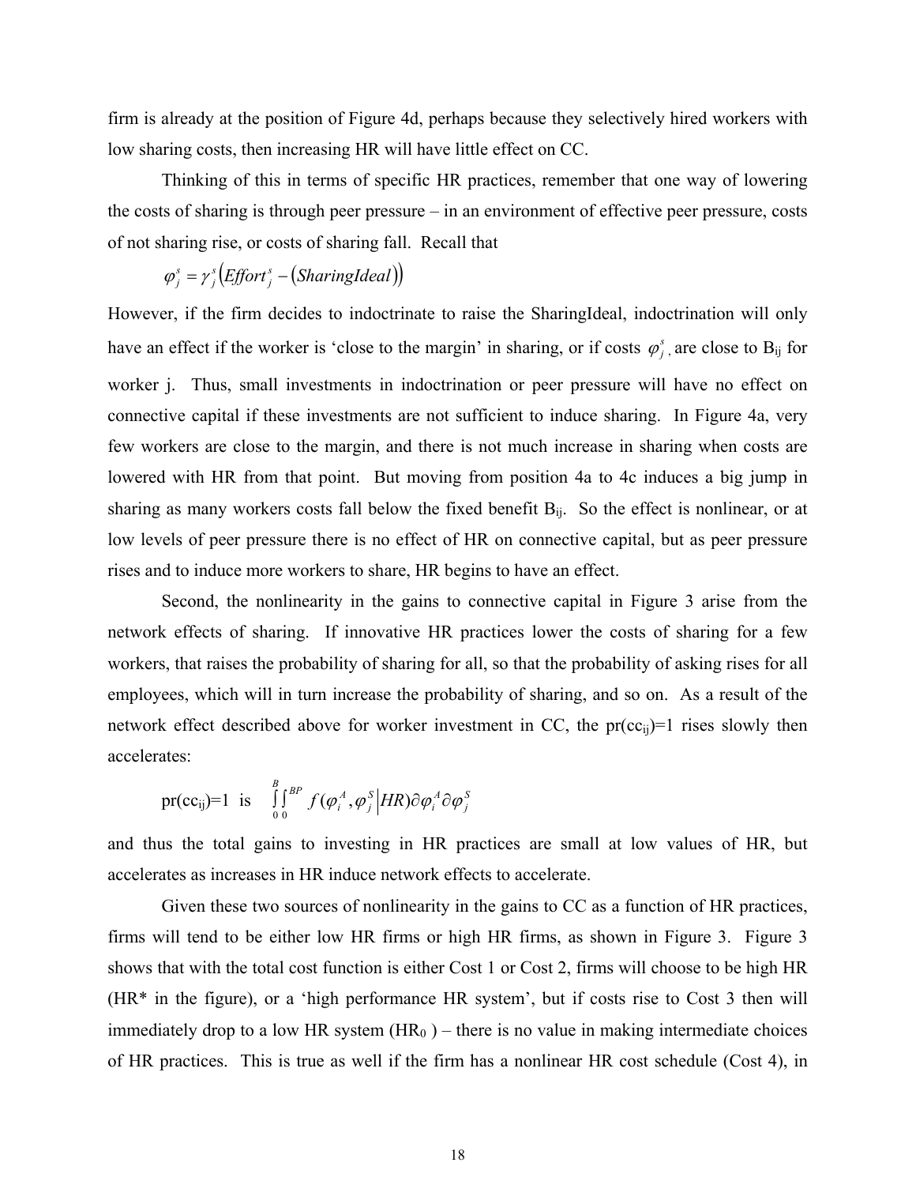firm is already at the position of Figure 4d, perhaps because they selectively hired workers with low sharing costs, then increasing HR will have little effect on CC.

Thinking of this in terms of specific HR practices, remember that one way of lowering the costs of sharing is through peer pressure – in an environment of effective peer pressure, costs of not sharing rise, or costs of sharing fall. Recall that

$$\varphi_j^s = \gamma_j^s \left(Effort_j^s - \left(SharingIdeal\right)\right)$$

However, if the firm decides to indoctrinate to raise the SharingIdeal, indoctrination will only have an effect if the worker is 'close to the margin' in sharing, or if costs $\varphi_j^s$ are close to $B_{ij}$ for worker j. Thus, small investments in indoctrination or peer pressure will have no effect on connective capital if these investments are not sufficient to induce sharing. In Figure 4a, very few workers are close to the margin, and there is not much increase in sharing when costs are lowered with HR from that point. But moving from position 4a to 4c induces a big jump in sharing as many workers costs fall below the fixed benefit $B_{ij}$. So the effect is nonlinear, or at low levels of peer pressure there is no effect of HR on connective capital, but as peer pressure rises and to induce more workers to share, HR begins to have an effect.

Second, the nonlinearity in the gains to connective capital in Figure 3 arise from the network effects of sharing. If innovative HR practices lower the costs of sharing for a few workers, that raises the probability of sharing for all, so that the probability of asking rises for all employees, which will in turn increase the probability of sharing, and so on. As a result of the network effect described above for worker investment in CC, the pr($cc_{ij}$)=1 rises slowly then accelerates:

pr($cc_{ij}$)=1 is $\int_0^B \int_0^{BP} f(\varphi_i^A, \varphi_j^S \mid HR) \partial\varphi_i^A \partial\varphi_j^S$

and thus the total gains to investing in HR practices are small at low values of HR, but accelerates as increases in HR induce network effects to accelerate.

Given these two sources of nonlinearity in the gains to CC as a function of HR practices, firms will tend to be either low HR firms or high HR firms, as shown in Figure 3. Figure 3 shows that with the total cost function is either Cost 1 or Cost 2, firms will choose to be high HR (HR* in the figure), or a 'high performance HR system', but if costs rise to Cost 3 then will immediately drop to a low HR system ($HR_0$) – there is no value in making intermediate choices of HR practices. This is true as well if the firm has a nonlinear HR cost schedule (Cost 4), in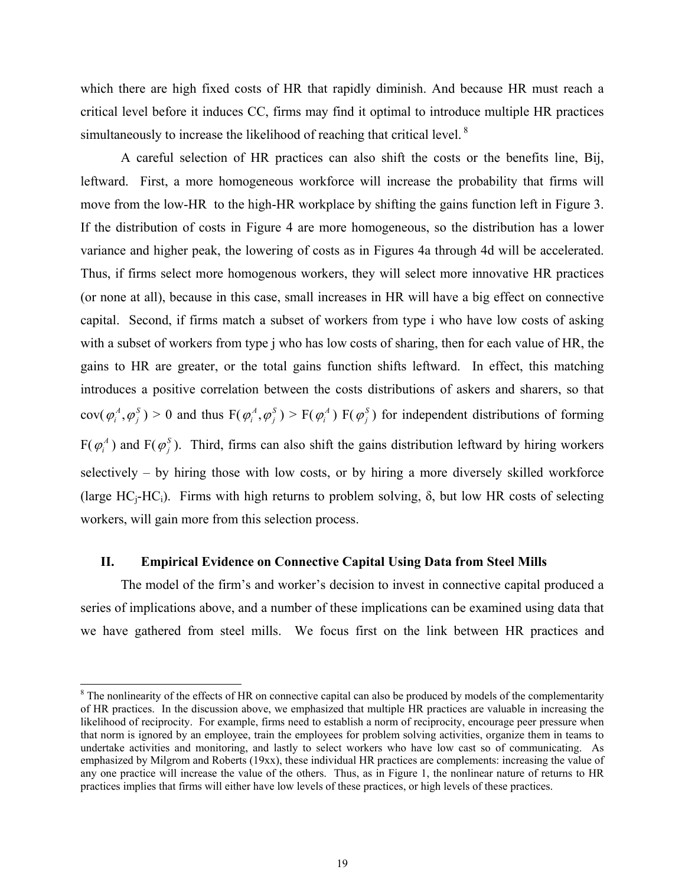which there are high fixed costs of HR that rapidly diminish. And because HR must reach a critical level before it induces CC, firms may find it optimal to introduce multiple HR practices simultaneously to increase the likelihood of reaching that critical level. [8]

A careful selection of HR practices can also shift the costs or the benefits line, Bij, leftward. First, a more homogeneous workforce will increase the probability that firms will move from the low-HR to the high-HR workplace by shifting the gains function left in Figure 3. If the distribution of costs in Figure 4 are more homogeneous, so the distribution has a lower variance and higher peak, the lowering of costs as in Figures 4a through 4d will be accelerated. Thus, if firms select more homogenous workers, they will select more innovative HR practices (or none at all), because in this case, small increases in HR will have a big effect on connective capital. Second, if firms match a subset of workers from type i who have low costs of asking with a subset of workers from type j who has low costs of sharing, then for each value of HR, the gains to HR are greater, or the total gains function shifts leftward. In effect, this matching introduces a positive correlation between the costs distributions of askers and sharers, so that $\text{cov}(\varphi_i^A, \varphi_j^S) > 0$ and thus $F(\varphi_i^A, \varphi_j^S) > F(\varphi_i^A)\ F(\varphi_j^S)$ for independent distributions of forming $F(\varphi_i^A)$ and $F(\varphi_j^S)$. Third, firms can also shift the gains distribution leftward by hiring workers selectively – by hiring those with low costs, or by hiring a more diversely skilled workforce (large $HC_j$-$HC_i$). Firms with high returns to problem solving, $\delta$, but low HR costs of selecting workers, will gain more from this selection process.

## II. Empirical Evidence on Connective Capital Using Data from Steel Mills

The model of the firm's and worker's decision to invest in connective capital produced a series of implications above, and a number of these implications can be examined using data that we have gathered from steel mills. We focus first on the link between HR practices and

---

[8] The nonlinearity of the effects of HR on connective capital can also be produced by models of the complementarity of HR practices. In the discussion above, we emphasized that multiple HR practices are valuable in increasing the likelihood of reciprocity. For example, firms need to establish a norm of reciprocity, encourage peer pressure when that norm is ignored by an employee, train the employees for problem solving activities, organize them in teams to undertake activities and monitoring, and lastly to select workers who have low cast so of communicating. As emphasized by Milgrom and Roberts (19xx), these individual HR practices are complements: increasing the value of any one practice will increase the value of the others. Thus, as in Figure 1, the nonlinear nature of returns to HR practices implies that firms will either have low levels of these practices, or high levels of these practices.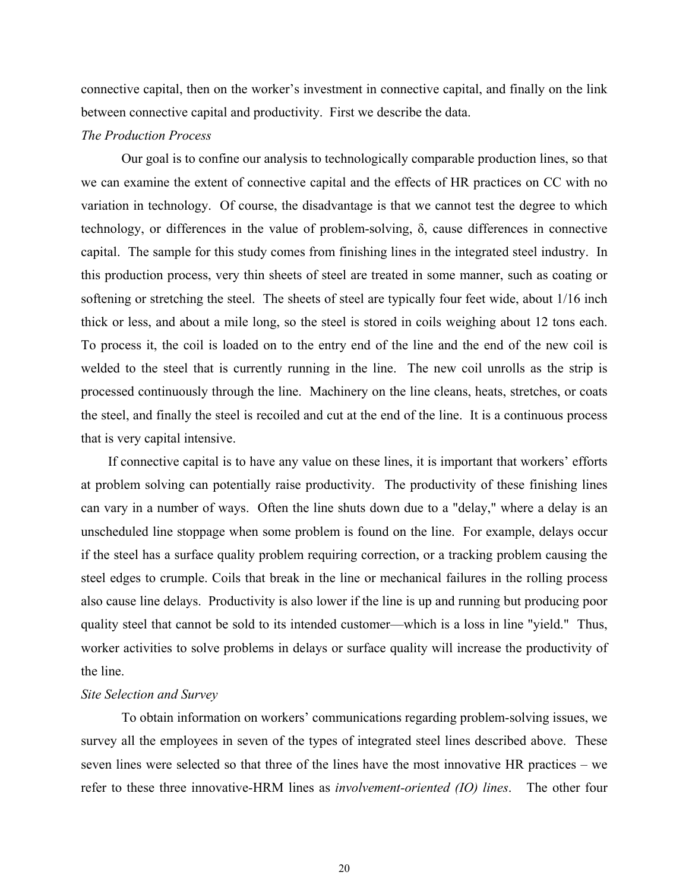connective capital, then on the worker's investment in connective capital, and finally on the link between connective capital and productivity. First we describe the data.

*The Production Process*

Our goal is to confine our analysis to technologically comparable production lines, so that we can examine the extent of connective capital and the effects of HR practices on CC with no variation in technology. Of course, the disadvantage is that we cannot test the degree to which technology, or differences in the value of problem-solving, $\delta$, cause differences in connective capital. The sample for this study comes from finishing lines in the integrated steel industry. In this production process, very thin sheets of steel are treated in some manner, such as coating or softening or stretching the steel. The sheets of steel are typically four feet wide, about 1/16 inch thick or less, and about a mile long, so the steel is stored in coils weighing about 12 tons each. To process it, the coil is loaded on to the entry end of the line and the end of the new coil is welded to the steel that is currently running in the line. The new coil unrolls as the strip is processed continuously through the line. Machinery on the line cleans, heats, stretches, or coats the steel, and finally the steel is recoiled and cut at the end of the line. It is a continuous process that is very capital intensive.

If connective capital is to have any value on these lines, it is important that workers' efforts at problem solving can potentially raise productivity. The productivity of these finishing lines can vary in a number of ways. Often the line shuts down due to a "delay," where a delay is an unscheduled line stoppage when some problem is found on the line. For example, delays occur if the steel has a surface quality problem requiring correction, or a tracking problem causing the steel edges to crumple. Coils that break in the line or mechanical failures in the rolling process also cause line delays. Productivity is also lower if the line is up and running but producing poor quality steel that cannot be sold to its intended customer—which is a loss in line "yield." Thus, worker activities to solve problems in delays or surface quality will increase the productivity of the line.

*Site Selection and Survey*

To obtain information on workers' communications regarding problem-solving issues, we survey all the employees in seven of the types of integrated steel lines described above. These seven lines were selected so that three of the lines have the most innovative HR practices – we refer to these three innovative-HRM lines as *involvement-oriented (IO) lines*. The other four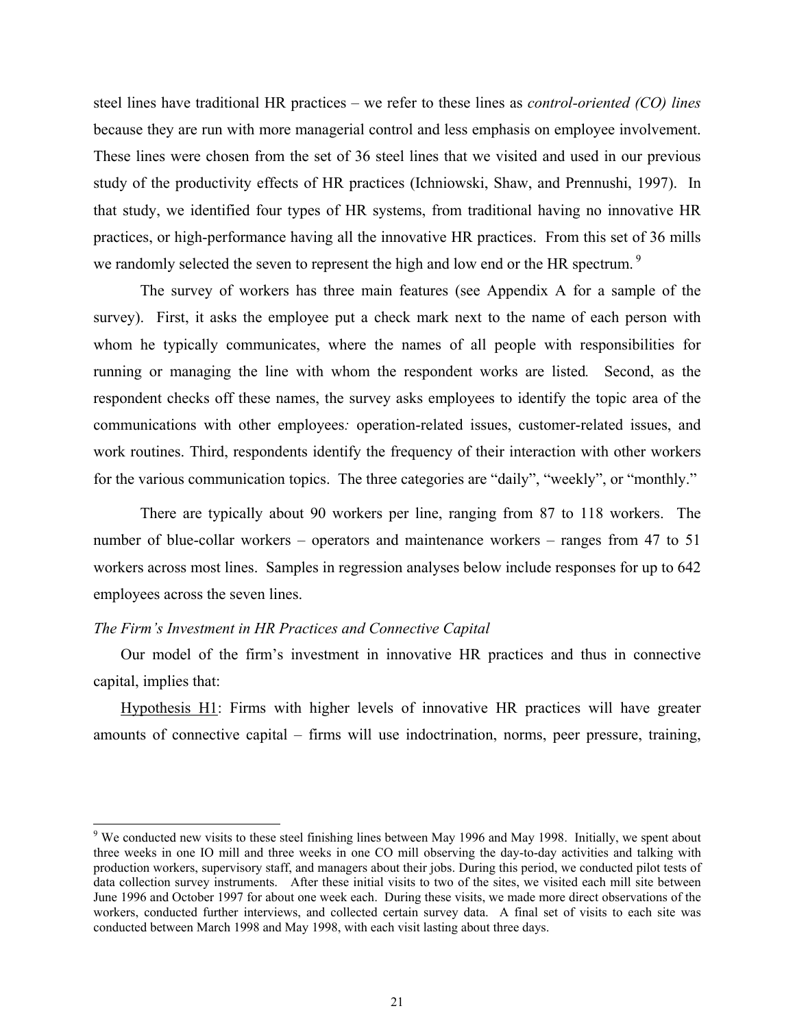steel lines have traditional HR practices – we refer to these lines as *control-oriented (CO) lines* because they are run with more managerial control and less emphasis on employee involvement. These lines were chosen from the set of 36 steel lines that we visited and used in our previous study of the productivity effects of HR practices (Ichniowski, Shaw, and Prennushi, 1997). In that study, we identified four types of HR systems, from traditional having no innovative HR practices, or high-performance having all the innovative HR practices. From this set of 36 mills we randomly selected the seven to represent the high and low end or the HR spectrum. [9]

The survey of workers has three main features (see Appendix A for a sample of the survey). First, it asks the employee put a check mark next to the name of each person with whom he typically communicates, where the names of all people with responsibilities for running or managing the line with whom the respondent works are listed*.* Second, as the respondent checks off these names, the survey asks employees to identify the topic area of the communications with other employees*:* operation-related issues, customer-related issues, and work routines. Third, respondents identify the frequency of their interaction with other workers for the various communication topics. The three categories are "daily", "weekly", or "monthly."

There are typically about 90 workers per line, ranging from 87 to 118 workers. The number of blue-collar workers – operators and maintenance workers – ranges from 47 to 51 workers across most lines. Samples in regression analyses below include responses for up to 642 employees across the seven lines.

*The Firm's Investment in HR Practices and Connective Capital*

Our model of the firm's investment in innovative HR practices and thus in connective capital, implies that:

Hypothesis H1: Firms with higher levels of innovative HR practices will have greater amounts of connective capital – firms will use indoctrination, norms, peer pressure, training,

[9] We conducted new visits to these steel finishing lines between May 1996 and May 1998. Initially, we spent about three weeks in one IO mill and three weeks in one CO mill observing the day-to-day activities and talking with production workers, supervisory staff, and managers about their jobs. During this period, we conducted pilot tests of data collection survey instruments. After these initial visits to two of the sites, we visited each mill site between June 1996 and October 1997 for about one week each. During these visits, we made more direct observations of the workers, conducted further interviews, and collected certain survey data. A final set of visits to each site was conducted between March 1998 and May 1998, with each visit lasting about three days.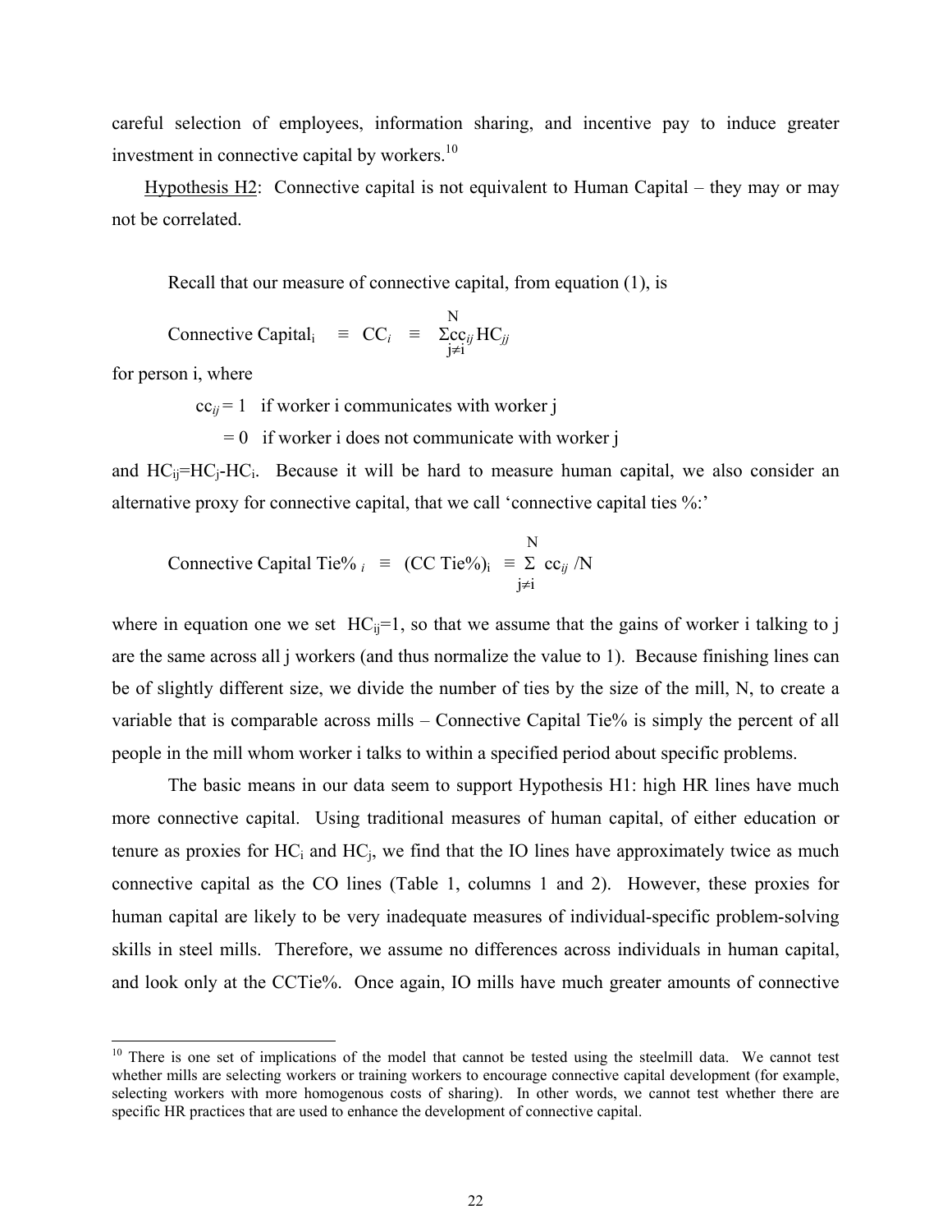careful selection of employees, information sharing, and incentive pay to induce greater investment in connective capital by workers.[10]

<u>Hypothesis H2</u>: Connective capital is not equivalent to Human Capital – they may or may not be correlated.

Recall that our measure of connective capital, from equation (1), is

$$\text{Connective Capital}_i \equiv CC_i \equiv \sum_{j \neq i}^{N} cc_{ij} HC_{jj}$$

for person i, where

$cc_{ij} = 1$ if worker i communicates with worker j

$= 0$ if worker i does not communicate with worker j

and $HC_{ij}=HC_j-HC_i$. Because it will be hard to measure human capital, we also consider an alternative proxy for connective capital, that we call 'connective capital ties %:'

$$\text{Connective Capital Tie\%}_i \equiv (\text{CC Tie\%})_i \equiv \sum_{j \neq i}^{N} cc_{ij} /N$$

where in equation one we set $HC_{ij}=1$, so that we assume that the gains of worker i talking to j are the same across all j workers (and thus normalize the value to 1). Because finishing lines can be of slightly different size, we divide the number of ties by the size of the mill, N, to create a variable that is comparable across mills – Connective Capital Tie% is simply the percent of all people in the mill whom worker i talks to within a specified period about specific problems.

The basic means in our data seem to support Hypothesis H1: high HR lines have much more connective capital. Using traditional measures of human capital, of either education or tenure as proxies for $HC_i$ and $HC_j$, we find that the IO lines have approximately twice as much connective capital as the CO lines (Table 1, columns 1 and 2). However, these proxies for human capital are likely to be very inadequate measures of individual-specific problem-solving skills in steel mills. Therefore, we assume no differences across individuals in human capital, and look only at the CCTie%. Once again, IO mills have much greater amounts of connective

---

[10] There is one set of implications of the model that cannot be tested using the steelmill data. We cannot test whether mills are selecting workers or training workers to encourage connective capital development (for example, selecting workers with more homogenous costs of sharing). In other words, we cannot test whether there are specific HR practices that are used to enhance the development of connective capital.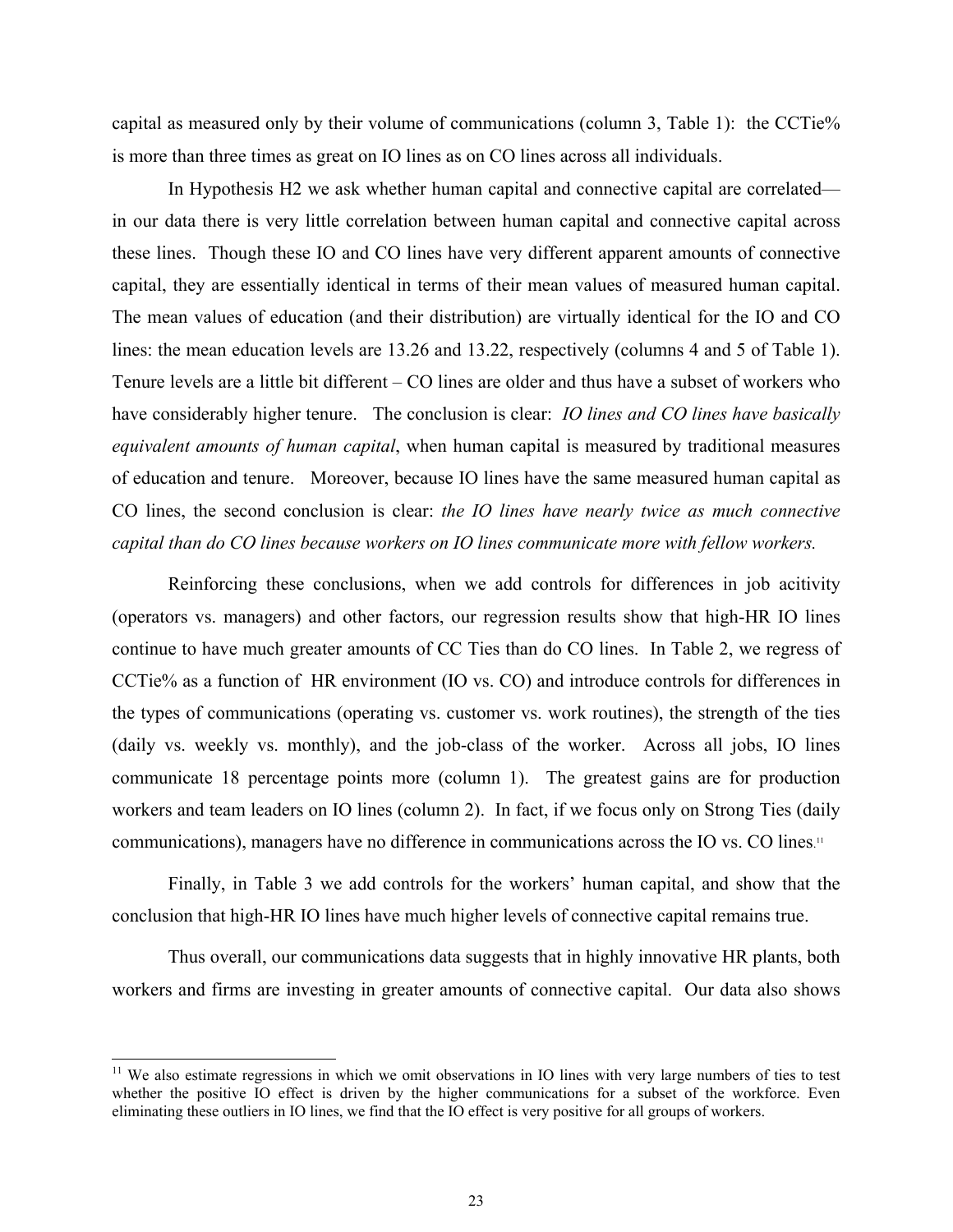capital as measured only by their volume of communications (column 3, Table 1): the CCTie% is more than three times as great on IO lines as on CO lines across all individuals.

In Hypothesis H2 we ask whether human capital and connective capital are correlated—in our data there is very little correlation between human capital and connective capital across these lines. Though these IO and CO lines have very different apparent amounts of connective capital, they are essentially identical in terms of their mean values of measured human capital. The mean values of education (and their distribution) are virtually identical for the IO and CO lines: the mean education levels are 13.26 and 13.22, respectively (columns 4 and 5 of Table 1). Tenure levels are a little bit different – CO lines are older and thus have a subset of workers who have considerably higher tenure. The conclusion is clear: *IO lines and CO lines have basically equivalent amounts of human capital*, when human capital is measured by traditional measures of education and tenure. Moreover, because IO lines have the same measured human capital as CO lines, the second conclusion is clear: *the IO lines have nearly twice as much connective capital than do CO lines because workers on IO lines communicate more with fellow workers.*

Reinforcing these conclusions, when we add controls for differences in job acitivity (operators vs. managers) and other factors, our regression results show that high-HR IO lines continue to have much greater amounts of CC Ties than do CO lines. In Table 2, we regress of CCTie% as a function of HR environment (IO vs. CO) and introduce controls for differences in the types of communications (operating vs. customer vs. work routines), the strength of the ties (daily vs. weekly vs. monthly), and the job-class of the worker. Across all jobs, IO lines communicate 18 percentage points more (column 1). The greatest gains are for production workers and team leaders on IO lines (column 2). In fact, if we focus only on Strong Ties (daily communications), managers have no difference in communications across the IO vs. CO lines.[11]

Finally, in Table 3 we add controls for the workers' human capital, and show that the conclusion that high-HR IO lines have much higher levels of connective capital remains true.

Thus overall, our communications data suggests that in highly innovative HR plants, both workers and firms are investing in greater amounts of connective capital. Our data also shows

---

[11] We also estimate regressions in which we omit observations in IO lines with very large numbers of ties to test whether the positive IO effect is driven by the higher communications for a subset of the workforce. Even eliminating these outliers in IO lines, we find that the IO effect is very positive for all groups of workers.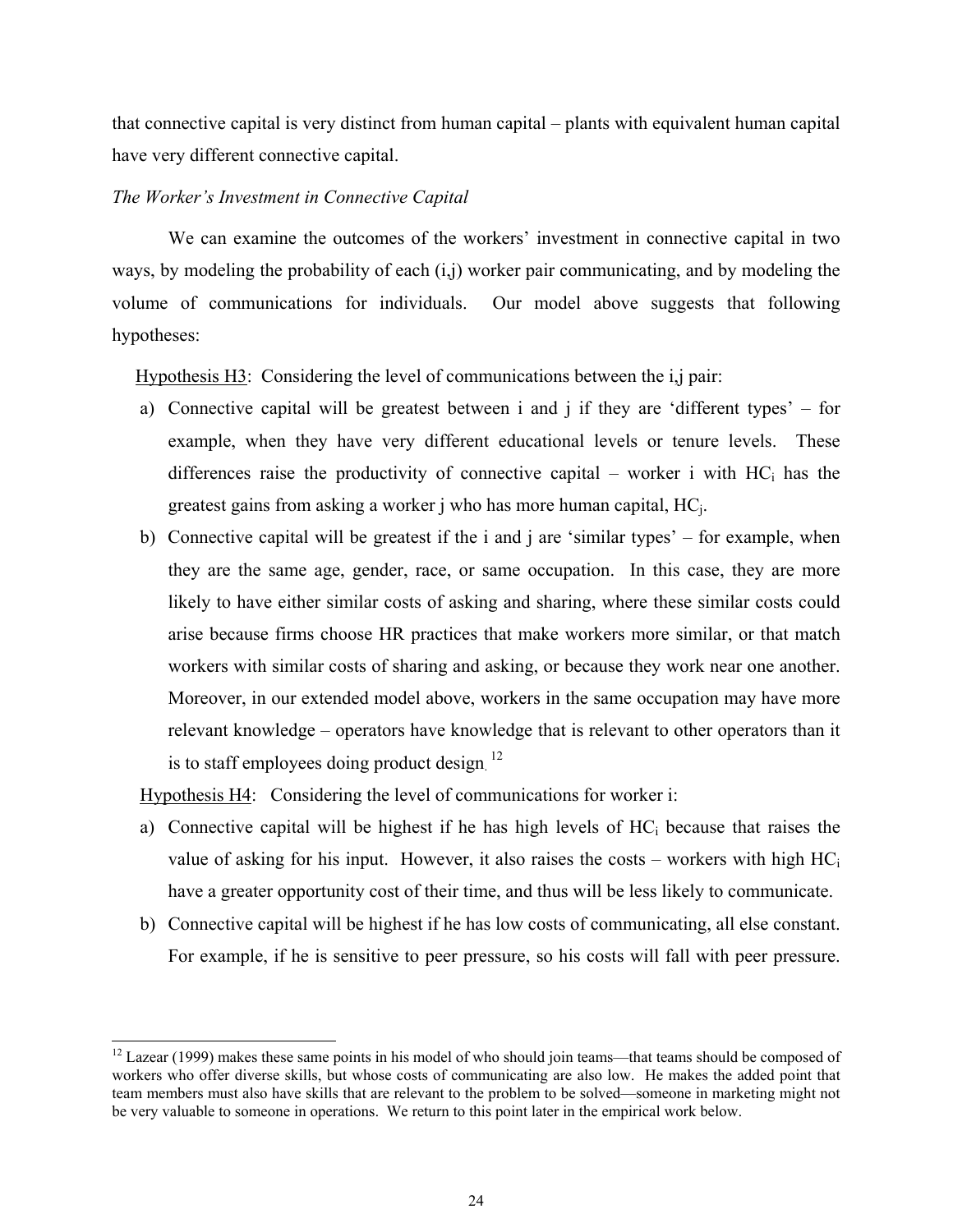that connective capital is very distinct from human capital – plants with equivalent human capital have very different connective capital.

*The Worker's Investment in Connective Capital*

We can examine the outcomes of the workers' investment in connective capital in two ways, by modeling the probability of each (i,j) worker pair communicating, and by modeling the volume of communications for individuals. Our model above suggests that following hypotheses:

Hypothesis H3: Considering the level of communications between the i,j pair:

a) Connective capital will be greatest between i and j if they are 'different types' – for example, when they have very different educational levels or tenure levels. These differences raise the productivity of connective capital – worker i with $HC_i$ has the greatest gains from asking a worker j who has more human capital, $HC_j$.

b) Connective capital will be greatest if the i and j are 'similar types' – for example, when they are the same age, gender, race, or same occupation. In this case, they are more likely to have either similar costs of asking and sharing, where these similar costs could arise because firms choose HR practices that make workers more similar, or that match workers with similar costs of sharing and asking, or because they work near one another. Moreover, in our extended model above, workers in the same occupation may have more relevant knowledge – operators have knowledge that is relevant to other operators than it is to staff employees doing product design.[12]

Hypothesis H4: Considering the level of communications for worker i:

a) Connective capital will be highest if he has high levels of $HC_i$ because that raises the value of asking for his input. However, it also raises the costs – workers with high $HC_i$ have a greater opportunity cost of their time, and thus will be less likely to communicate.

b) Connective capital will be highest if he has low costs of communicating, all else constant. For example, if he is sensitive to peer pressure, so his costs will fall with peer pressure.

---

[12] Lazear (1999) makes these same points in his model of who should join teams—that teams should be composed of workers who offer diverse skills, but whose costs of communicating are also low. He makes the added point that team members must also have skills that are relevant to the problem to be solved—someone in marketing might not be very valuable to someone in operations. We return to this point later in the empirical work below.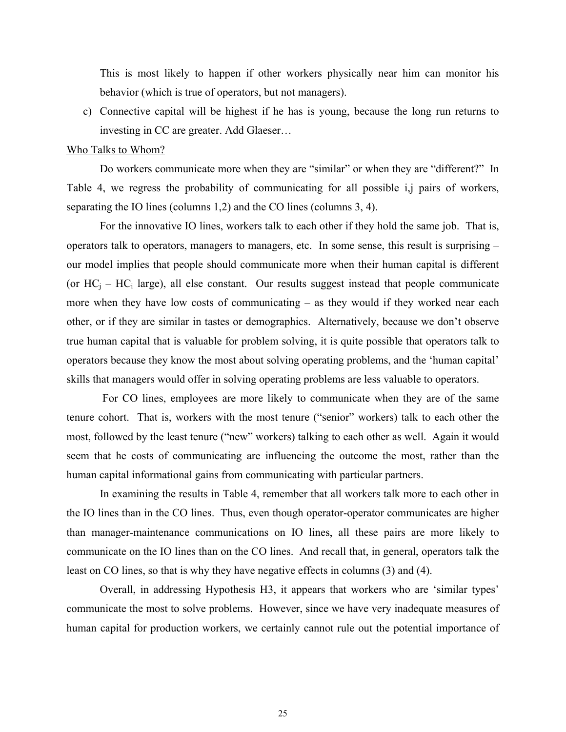This is most likely to happen if other workers physically near him can monitor his behavior (which is true of operators, but not managers).

c) Connective capital will be highest if he has is young, because the long run returns to investing in CC are greater. Add Glaeser…

<u>Who Talks to Whom?</u>

Do workers communicate more when they are "similar" or when they are "different?" In Table 4, we regress the probability of communicating for all possible i,j pairs of workers, separating the IO lines (columns 1,2) and the CO lines (columns 3, 4).

For the innovative IO lines, workers talk to each other if they hold the same job. That is, operators talk to operators, managers to managers, etc. In some sense, this result is surprising – our model implies that people should communicate more when their human capital is different (or $HC_j$ – $HC_i$ large), all else constant. Our results suggest instead that people communicate more when they have low costs of communicating – as they would if they worked near each other, or if they are similar in tastes or demographics. Alternatively, because we don't observe true human capital that is valuable for problem solving, it is quite possible that operators talk to operators because they know the most about solving operating problems, and the 'human capital' skills that managers would offer in solving operating problems are less valuable to operators.

For CO lines, employees are more likely to communicate when they are of the same tenure cohort. That is, workers with the most tenure ("senior" workers) talk to each other the most, followed by the least tenure ("new" workers) talking to each other as well. Again it would seem that he costs of communicating are influencing the outcome the most, rather than the human capital informational gains from communicating with particular partners.

In examining the results in Table 4, remember that all workers talk more to each other in the IO lines than in the CO lines. Thus, even though operator-operator communicates are higher than manager-maintenance communications on IO lines, all these pairs are more likely to communicate on the IO lines than on the CO lines. And recall that, in general, operators talk the least on CO lines, so that is why they have negative effects in columns (3) and (4).

Overall, in addressing Hypothesis H3, it appears that workers who are 'similar types' communicate the most to solve problems. However, since we have very inadequate measures of human capital for production workers, we certainly cannot rule out the potential importance of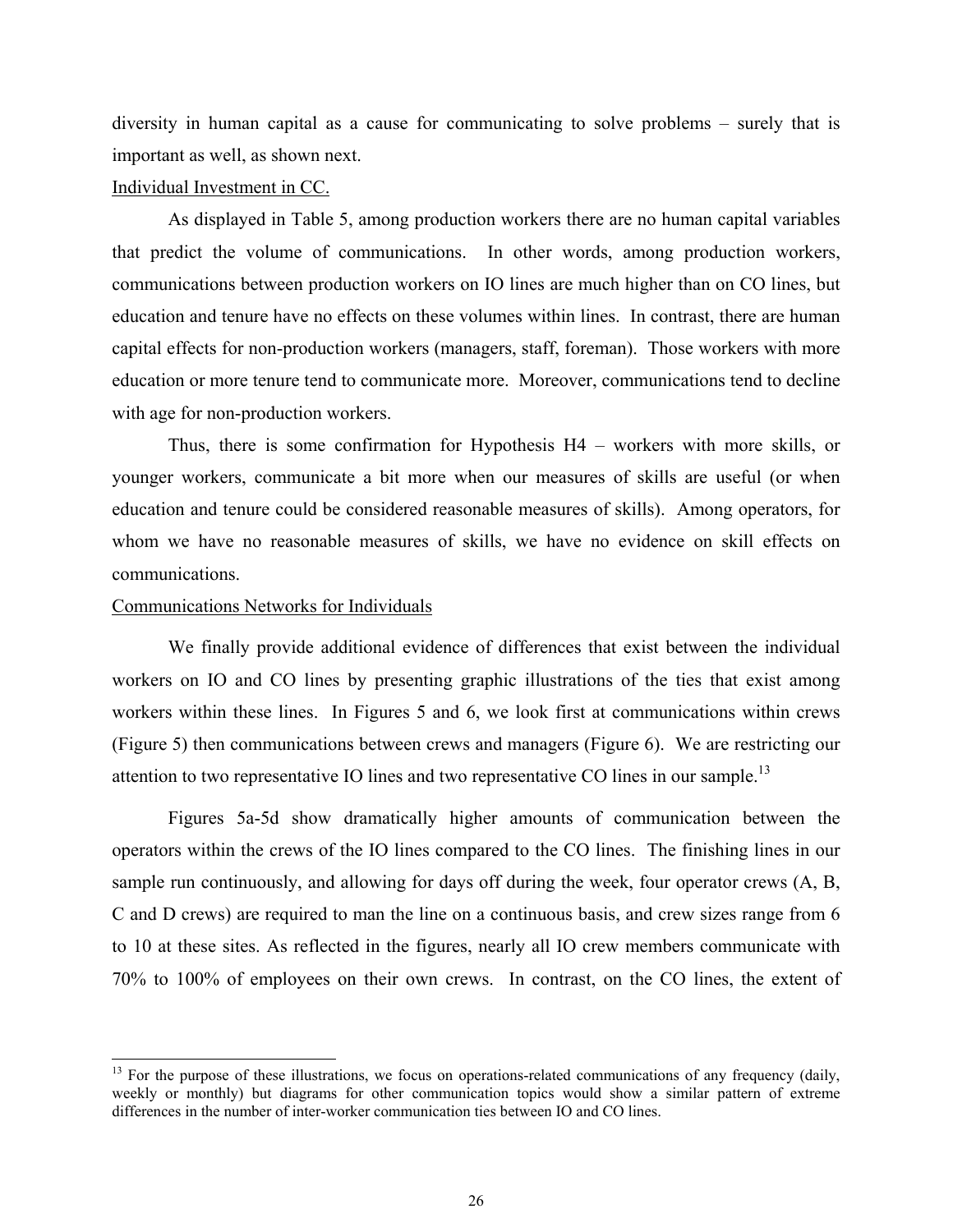diversity in human capital as a cause for communicating to solve problems – surely that is important as well, as shown next.

Individual Investment in CC.

As displayed in Table 5, among production workers there are no human capital variables that predict the volume of communications. In other words, among production workers, communications between production workers on IO lines are much higher than on CO lines, but education and tenure have no effects on these volumes within lines. In contrast, there are human capital effects for non-production workers (managers, staff, foreman). Those workers with more education or more tenure tend to communicate more. Moreover, communications tend to decline with age for non-production workers.

Thus, there is some confirmation for Hypothesis H4 – workers with more skills, or younger workers, communicate a bit more when our measures of skills are useful (or when education and tenure could be considered reasonable measures of skills). Among operators, for whom we have no reasonable measures of skills, we have no evidence on skill effects on communications.

Communications Networks for Individuals

We finally provide additional evidence of differences that exist between the individual workers on IO and CO lines by presenting graphic illustrations of the ties that exist among workers within these lines. In Figures 5 and 6, we look first at communications within crews (Figure 5) then communications between crews and managers (Figure 6). We are restricting our attention to two representative IO lines and two representative CO lines in our sample.[13]

Figures 5a-5d show dramatically higher amounts of communication between the operators within the crews of the IO lines compared to the CO lines. The finishing lines in our sample run continuously, and allowing for days off during the week, four operator crews (A, B, C and D crews) are required to man the line on a continuous basis, and crew sizes range from 6 to 10 at these sites. As reflected in the figures, nearly all IO crew members communicate with 70% to 100% of employees on their own crews. In contrast, on the CO lines, the extent of

---

[13] For the purpose of these illustrations, we focus on operations-related communications of any frequency (daily, weekly or monthly) but diagrams for other communication topics would show a similar pattern of extreme differences in the number of inter-worker communication ties between IO and CO lines.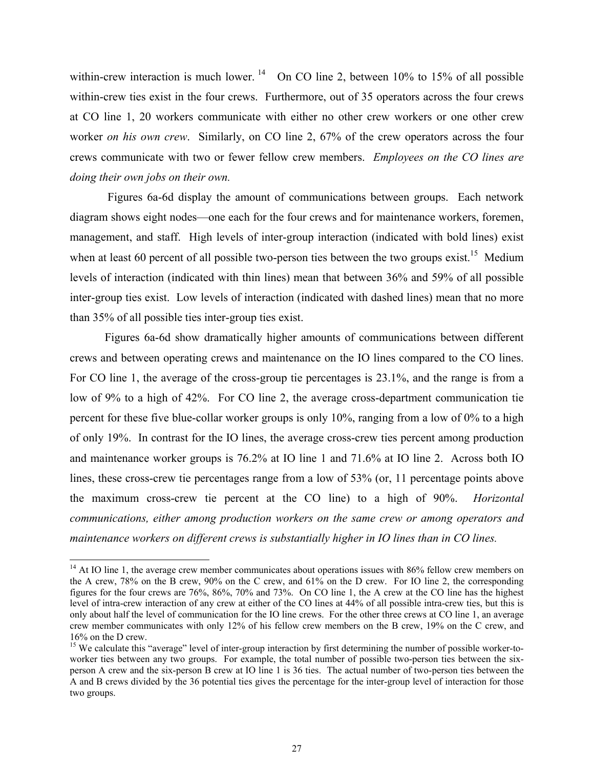within-crew interaction is much lower.[14] On CO line 2, between 10% to 15% of all possible within-crew ties exist in the four crews. Furthermore, out of 35 operators across the four crews at CO line 1, 20 workers communicate with either no other crew workers or one other crew worker *on his own crew*. Similarly, on CO line 2, 67% of the crew operators across the four crews communicate with two or fewer fellow crew members. *Employees on the CO lines are doing their own jobs on their own.*

Figures 6a-6d display the amount of communications between groups. Each network diagram shows eight nodes—one each for the four crews and for maintenance workers, foremen, management, and staff. High levels of inter-group interaction (indicated with bold lines) exist when at least 60 percent of all possible two-person ties between the two groups exist.[15] Medium levels of interaction (indicated with thin lines) mean that between 36% and 59% of all possible inter-group ties exist. Low levels of interaction (indicated with dashed lines) mean that no more than 35% of all possible ties inter-group ties exist.

Figures 6a-6d show dramatically higher amounts of communications between different crews and between operating crews and maintenance on the IO lines compared to the CO lines. For CO line 1, the average of the cross-group tie percentages is 23.1%, and the range is from a low of 9% to a high of 42%. For CO line 2, the average cross-department communication tie percent for these five blue-collar worker groups is only 10%, ranging from a low of 0% to a high of only 19%. In contrast for the IO lines, the average cross-crew ties percent among production and maintenance worker groups is 76.2% at IO line 1 and 71.6% at IO line 2. Across both IO lines, these cross-crew tie percentages range from a low of 53% (or, 11 percentage points above the maximum cross-crew tie percent at the CO line) to a high of 90%. *Horizontal communications, either among production workers on the same crew or among operators and maintenance workers on different crews is substantially higher in IO lines than in CO lines.*

---

[14] At IO line 1, the average crew member communicates about operations issues with 86% fellow crew members on the A crew, 78% on the B crew, 90% on the C crew, and 61% on the D crew. For IO line 2, the corresponding figures for the four crews are 76%, 86%, 70% and 73%. On CO line 1, the A crew at the CO line has the highest level of intra-crew interaction of any crew at either of the CO lines at 44% of all possible intra-crew ties, but this is only about half the level of communication for the IO line crews. For the other three crews at CO line 1, an average crew member communicates with only 12% of his fellow crew members on the B crew, 19% on the C crew, and 16% on the D crew.

[15] We calculate this "average" level of inter-group interaction by first determining the number of possible worker-to-worker ties between any two groups. For example, the total number of possible two-person ties between the six-person A crew and the six-person B crew at IO line 1 is 36 ties. The actual number of two-person ties between the A and B crews divided by the 36 potential ties gives the percentage for the inter-group level of interaction for those two groups.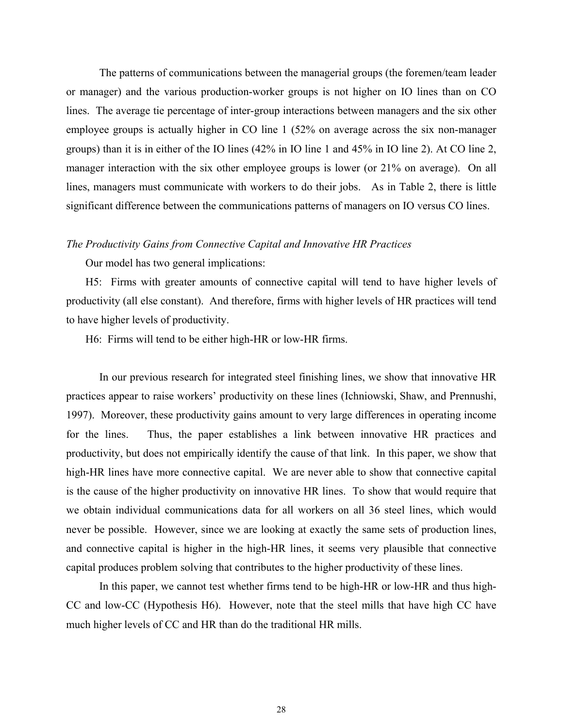The patterns of communications between the managerial groups (the foremen/team leader or manager) and the various production-worker groups is not higher on IO lines than on CO lines. The average tie percentage of inter-group interactions between managers and the six other employee groups is actually higher in CO line 1 (52% on average across the six non-manager groups) than it is in either of the IO lines (42% in IO line 1 and 45% in IO line 2). At CO line 2, manager interaction with the six other employee groups is lower (or 21% on average). On all lines, managers must communicate with workers to do their jobs. As in Table 2, there is little significant difference between the communications patterns of managers on IO versus CO lines.

*The Productivity Gains from Connective Capital and Innovative HR Practices*

Our model has two general implications:

H5: Firms with greater amounts of connective capital will tend to have higher levels of productivity (all else constant). And therefore, firms with higher levels of HR practices will tend to have higher levels of productivity.

H6: Firms will tend to be either high-HR or low-HR firms.

In our previous research for integrated steel finishing lines, we show that innovative HR practices appear to raise workers' productivity on these lines (Ichniowski, Shaw, and Prennushi, 1997). Moreover, these productivity gains amount to very large differences in operating income for the lines. Thus, the paper establishes a link between innovative HR practices and productivity, but does not empirically identify the cause of that link. In this paper, we show that high-HR lines have more connective capital. We are never able to show that connective capital is the cause of the higher productivity on innovative HR lines. To show that would require that we obtain individual communications data for all workers on all 36 steel lines, which would never be possible. However, since we are looking at exactly the same sets of production lines, and connective capital is higher in the high-HR lines, it seems very plausible that connective capital produces problem solving that contributes to the higher productivity of these lines.

In this paper, we cannot test whether firms tend to be high-HR or low-HR and thus high-CC and low-CC (Hypothesis H6). However, note that the steel mills that have high CC have much higher levels of CC and HR than do the traditional HR mills.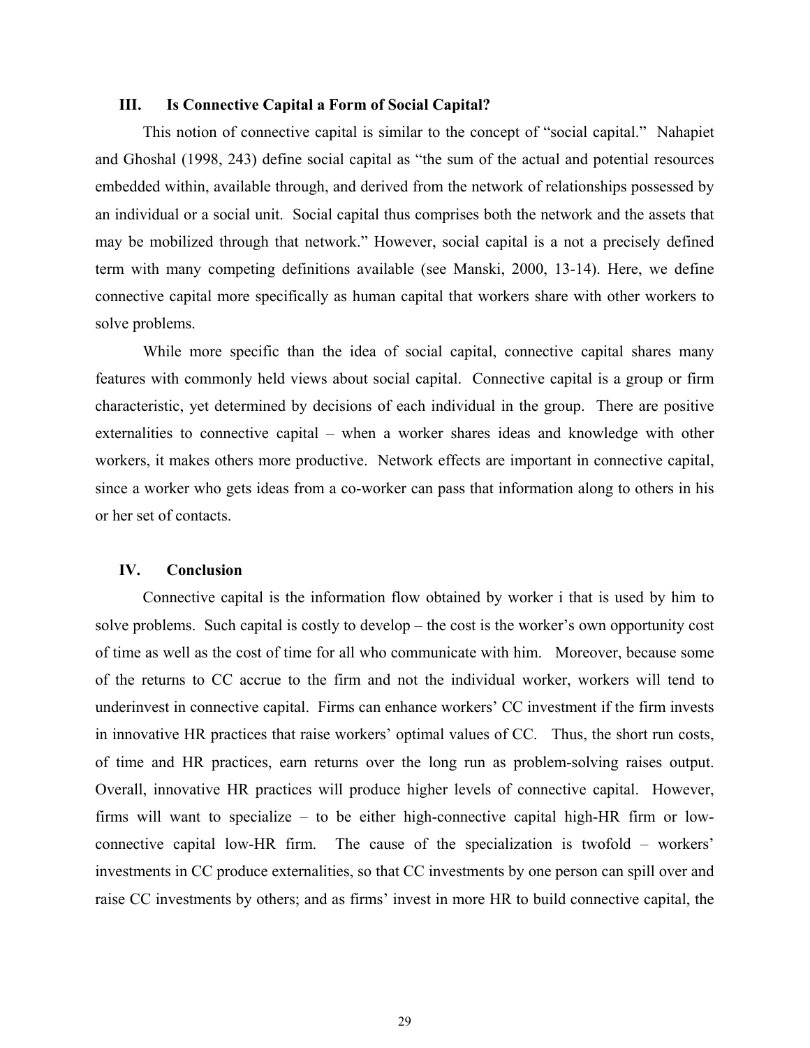## III. Is Connective Capital a Form of Social Capital?

This notion of connective capital is similar to the concept of "social capital." Nahapiet and Ghoshal (1998, 243) define social capital as "the sum of the actual and potential resources embedded within, available through, and derived from the network of relationships possessed by an individual or a social unit. Social capital thus comprises both the network and the assets that may be mobilized through that network." However, social capital is a not a precisely defined term with many competing definitions available (see Manski, 2000, 13-14). Here, we define connective capital more specifically as human capital that workers share with other workers to solve problems.

While more specific than the idea of social capital, connective capital shares many features with commonly held views about social capital. Connective capital is a group or firm characteristic, yet determined by decisions of each individual in the group. There are positive externalities to connective capital – when a worker shares ideas and knowledge with other workers, it makes others more productive. Network effects are important in connective capital, since a worker who gets ideas from a co-worker can pass that information along to others in his or her set of contacts.

## IV. Conclusion

Connective capital is the information flow obtained by worker i that is used by him to solve problems. Such capital is costly to develop – the cost is the worker's own opportunity cost of time as well as the cost of time for all who communicate with him. Moreover, because some of the returns to CC accrue to the firm and not the individual worker, workers will tend to underinvest in connective capital. Firms can enhance workers' CC investment if the firm invests in innovative HR practices that raise workers' optimal values of CC. Thus, the short run costs, of time and HR practices, earn returns over the long run as problem-solving raises output. Overall, innovative HR practices will produce higher levels of connective capital. However, firms will want to specialize – to be either high-connective capital high-HR firm or low-connective capital low-HR firm. The cause of the specialization is twofold – workers' investments in CC produce externalities, so that CC investments by one person can spill over and raise CC investments by others; and as firms' invest in more HR to build connective capital, the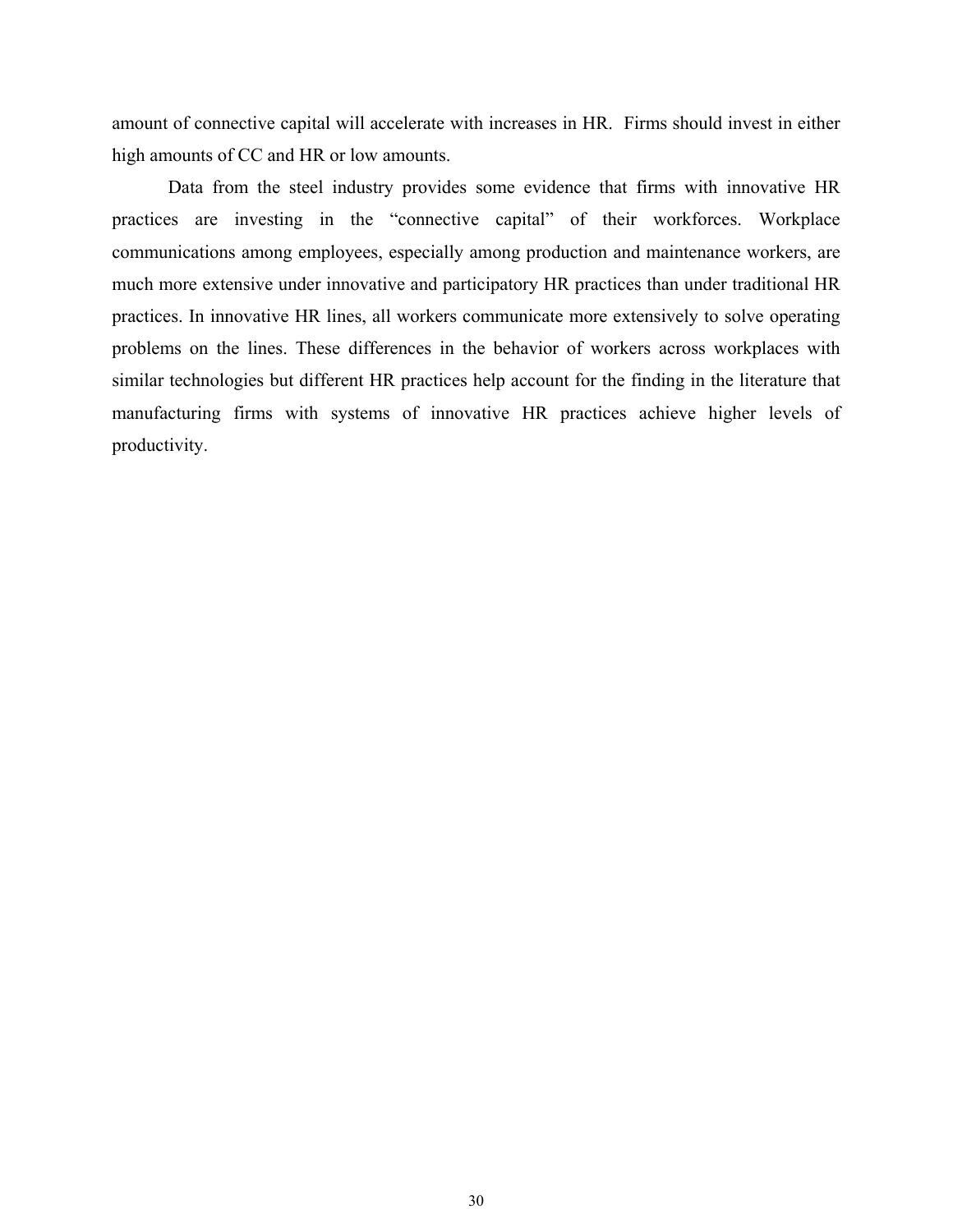amount of connective capital will accelerate with increases in HR.  Firms should invest in either high amounts of CC and HR or low amounts.

Data from the steel industry provides some evidence that firms with innovative HR practices are investing in the "connective capital" of their workforces. Workplace communications among employees, especially among production and maintenance workers, are much more extensive under innovative and participatory HR practices than under traditional HR practices. In innovative HR lines, all workers communicate more extensively to solve operating problems on the lines. These differences in the behavior of workers across workplaces with similar technologies but different HR practices help account for the finding in the literature that manufacturing firms with systems of innovative HR practices achieve higher levels of productivity.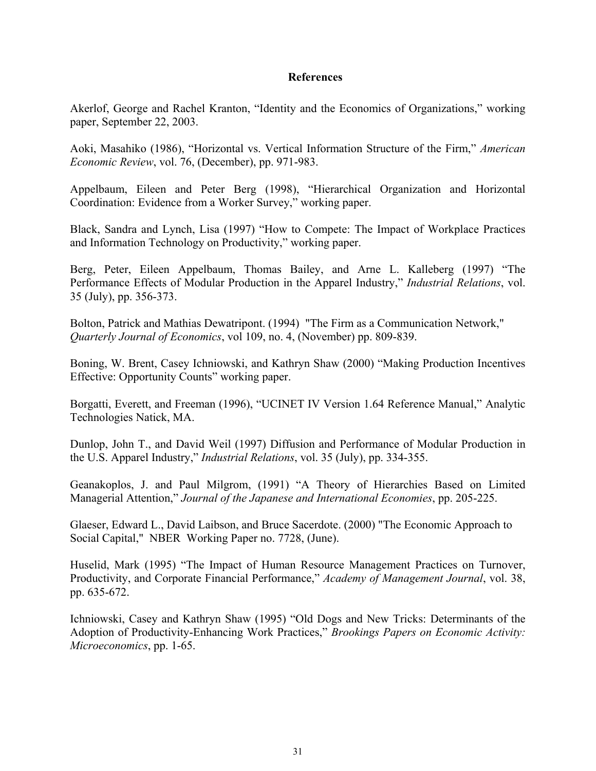# References

Akerlof, George and Rachel Kranton, "Identity and the Economics of Organizations," working paper, September 22, 2003.

Aoki, Masahiko (1986), "Horizontal vs. Vertical Information Structure of the Firm," *American Economic Review*, vol. 76, (December), pp. 971-983.

Appelbaum, Eileen and Peter Berg (1998), "Hierarchical Organization and Horizontal Coordination: Evidence from a Worker Survey," working paper.

Black, Sandra and Lynch, Lisa (1997) "How to Compete: The Impact of Workplace Practices and Information Technology on Productivity," working paper.

Berg, Peter, Eileen Appelbaum, Thomas Bailey, and Arne L. Kalleberg (1997) "The Performance Effects of Modular Production in the Apparel Industry," *Industrial Relations*, vol. 35 (July), pp. 356-373.

Bolton, Patrick and Mathias Dewatripont. (1994) "The Firm as a Communication Network," *Quarterly Journal of Economics*, vol 109, no. 4, (November) pp. 809-839.

Boning, W. Brent, Casey Ichniowski, and Kathryn Shaw (2000) "Making Production Incentives Effective: Opportunity Counts" working paper.

Borgatti, Everett, and Freeman (1996), "UCINET IV Version 1.64 Reference Manual," Analytic Technologies Natick, MA.

Dunlop, John T., and David Weil (1997) Diffusion and Performance of Modular Production in the U.S. Apparel Industry," *Industrial Relations*, vol. 35 (July), pp. 334-355.

Geanakoplos, J. and Paul Milgrom, (1991) "A Theory of Hierarchies Based on Limited Managerial Attention," *Journal of the Japanese and International Economies*, pp. 205-225.

Glaeser, Edward L., David Laibson, and Bruce Sacerdote. (2000) "The Economic Approach to Social Capital," NBER Working Paper no. 7728, (June).

Huselid, Mark (1995) "The Impact of Human Resource Management Practices on Turnover, Productivity, and Corporate Financial Performance," *Academy of Management Journal*, vol. 38, pp. 635-672.

Ichniowski, Casey and Kathryn Shaw (1995) "Old Dogs and New Tricks: Determinants of the Adoption of Productivity-Enhancing Work Practices," *Brookings Papers on Economic Activity: Microeconomics*, pp. 1-65.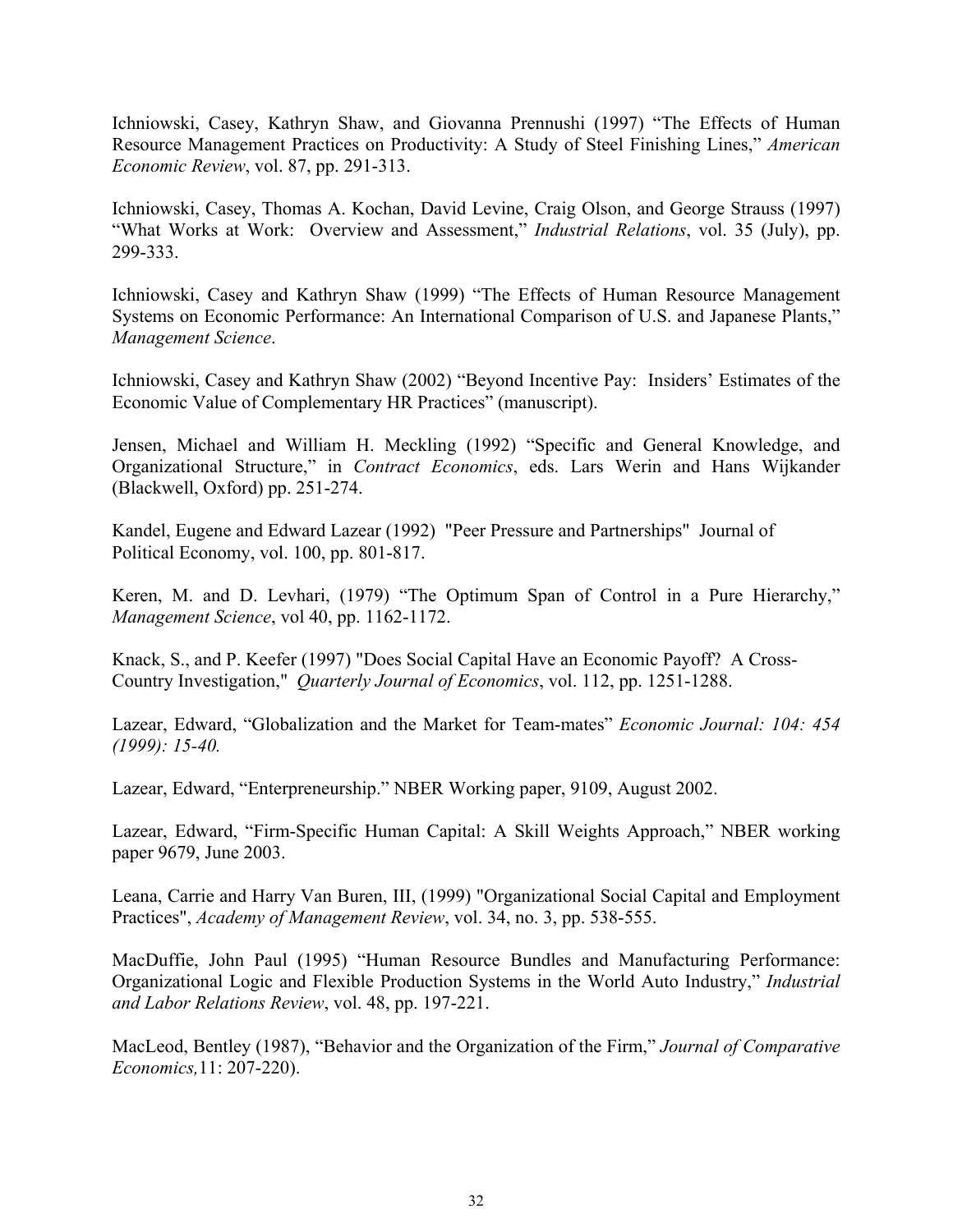Ichniowski, Casey, Kathryn Shaw, and Giovanna Prennushi (1997) "The Effects of Human Resource Management Practices on Productivity: A Study of Steel Finishing Lines," *American Economic Review*, vol. 87, pp. 291-313.

Ichniowski, Casey, Thomas A. Kochan, David Levine, Craig Olson, and George Strauss (1997) "What Works at Work: Overview and Assessment," *Industrial Relations*, vol. 35 (July), pp. 299-333.

Ichniowski, Casey and Kathryn Shaw (1999) "The Effects of Human Resource Management Systems on Economic Performance: An International Comparison of U.S. and Japanese Plants," *Management Science*.

Ichniowski, Casey and Kathryn Shaw (2002) "Beyond Incentive Pay: Insiders' Estimates of the Economic Value of Complementary HR Practices" (manuscript).

Jensen, Michael and William H. Meckling (1992) "Specific and General Knowledge, and Organizational Structure," in *Contract Economics*, eds. Lars Werin and Hans Wijkander (Blackwell, Oxford) pp. 251-274.

Kandel, Eugene and Edward Lazear (1992) "Peer Pressure and Partnerships" Journal of Political Economy, vol. 100, pp. 801-817.

Keren, M. and D. Levhari, (1979) "The Optimum Span of Control in a Pure Hierarchy," *Management Science*, vol 40, pp. 1162-1172.

Knack, S., and P. Keefer (1997) "Does Social Capital Have an Economic Payoff? A Cross-Country Investigation," *Quarterly Journal of Economics*, vol. 112, pp. 1251-1288.

Lazear, Edward, "Globalization and the Market for Team-mates" *Economic Journal: 104: 454 (1999): 15-40.*

Lazear, Edward, "Enterpreneurship." NBER Working paper, 9109, August 2002.

Lazear, Edward, "Firm-Specific Human Capital: A Skill Weights Approach," NBER working paper 9679, June 2003.

Leana, Carrie and Harry Van Buren, III, (1999) "Organizational Social Capital and Employment Practices", *Academy of Management Review*, vol. 34, no. 3, pp. 538-555.

MacDuffie, John Paul (1995) "Human Resource Bundles and Manufacturing Performance: Organizational Logic and Flexible Production Systems in the World Auto Industry," *Industrial and Labor Relations Review*, vol. 48, pp. 197-221.

MacLeod, Bentley (1987), "Behavior and the Organization of the Firm," *Journal of Comparative Economics,*11: 207-220).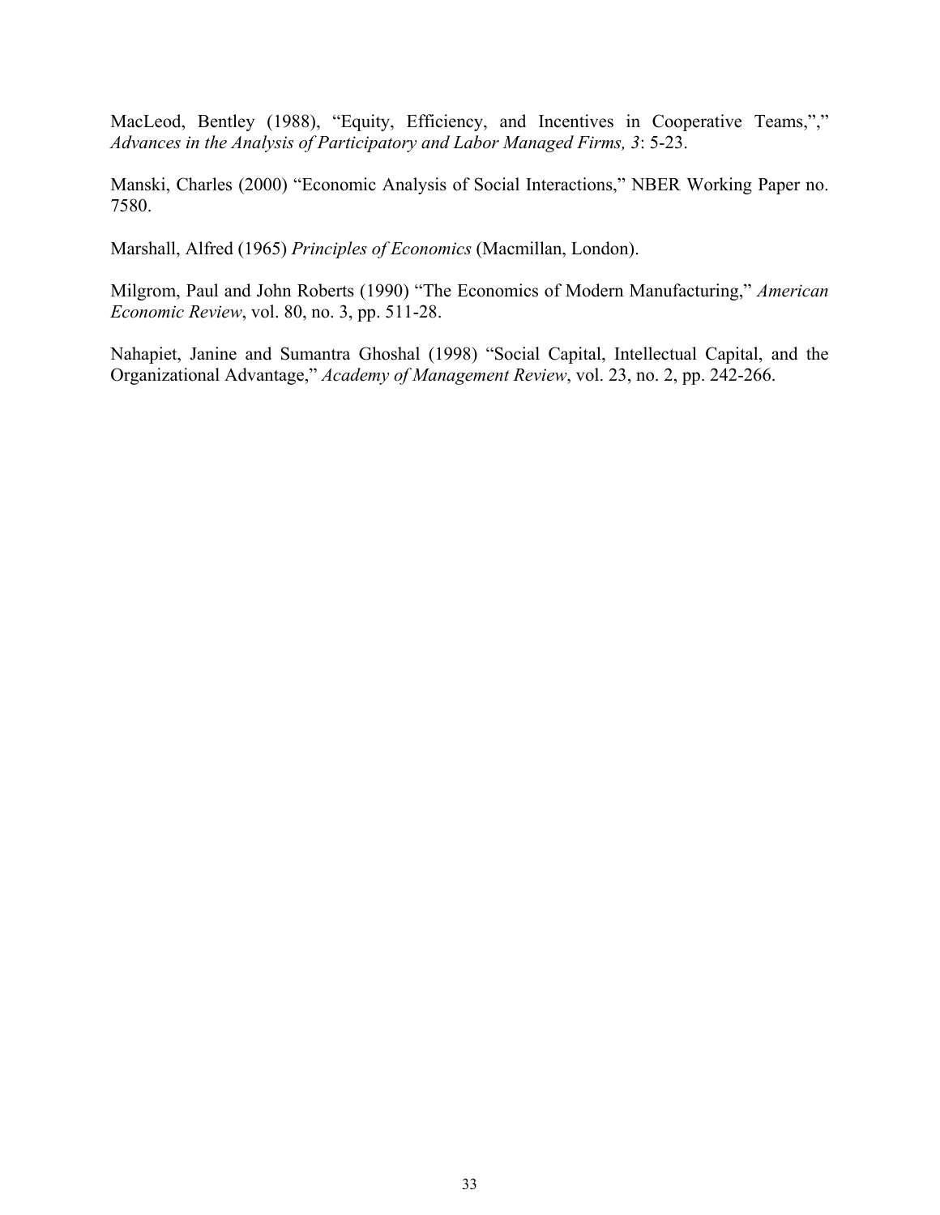MacLeod, Bentley (1988), "Equity, Efficiency, and Incentives in Cooperative Teams,"," *Advances in the Analysis of Participatory and Labor Managed Firms, 3*: 5-23.

Manski, Charles (2000) "Economic Analysis of Social Interactions," NBER Working Paper no. 7580.

Marshall, Alfred (1965) *Principles of Economics* (Macmillan, London).

Milgrom, Paul and John Roberts (1990) "The Economics of Modern Manufacturing," *American Economic Review*, vol. 80, no. 3, pp. 511-28.

Nahapiet, Janine and Sumantra Ghoshal (1998) "Social Capital, Intellectual Capital, and the Organizational Advantage," *Academy of Management Review*, vol. 23, no. 2, pp. 242-266.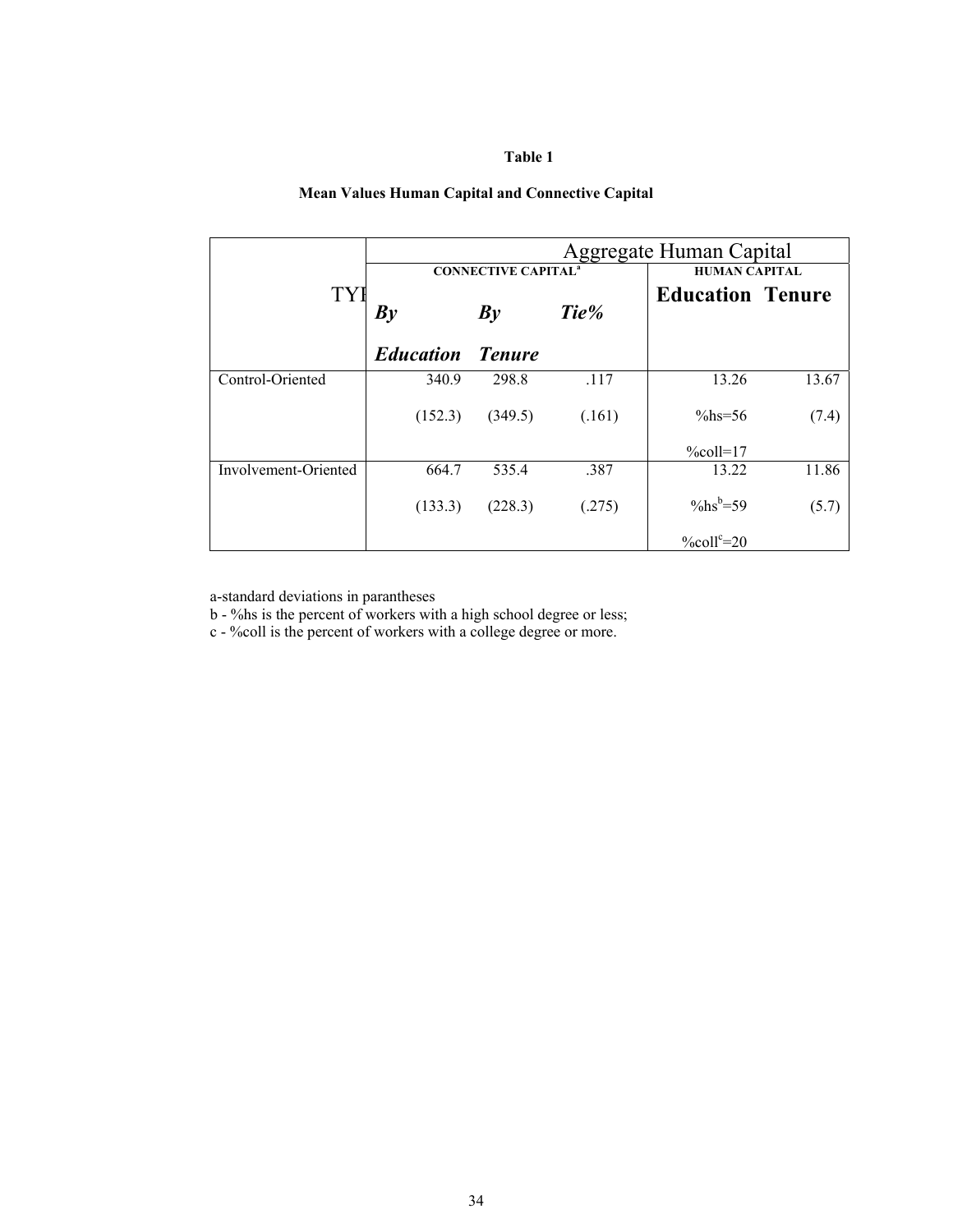**Table 1**

**Mean Values Human Capital and Connective Capital**

| TYI | Aggregate Human Capital | | | | |
|---|---|---|---|---|---|
| | CONNECTIVE CAPITAL[a] | | | HUMAN CAPITAL | |
| | ***By Education*** | ***By Tenure*** | ***Tie%*** | **Education** | **Tenure** |
| Control-Oriented | 340.9 | 298.8 | .117 | 13.26 | 13.67 |
| | (152.3) | (349.5) | (.161) | %hs=56 | (7.4) |
| | | | | %coll=17 | |
| Involvement-Oriented | 664.7 | 535.4 | .387 | 13.22 | 11.86 |
| | (133.3) | (228.3) | (.275) | %hs[b]=59 | (5.7) |
| | | | | %coll[c]=20 | |

a-standard deviations in parantheses
b - %hs is the percent of workers with a high school degree or less;
c - %coll is the percent of workers with a college degree or more.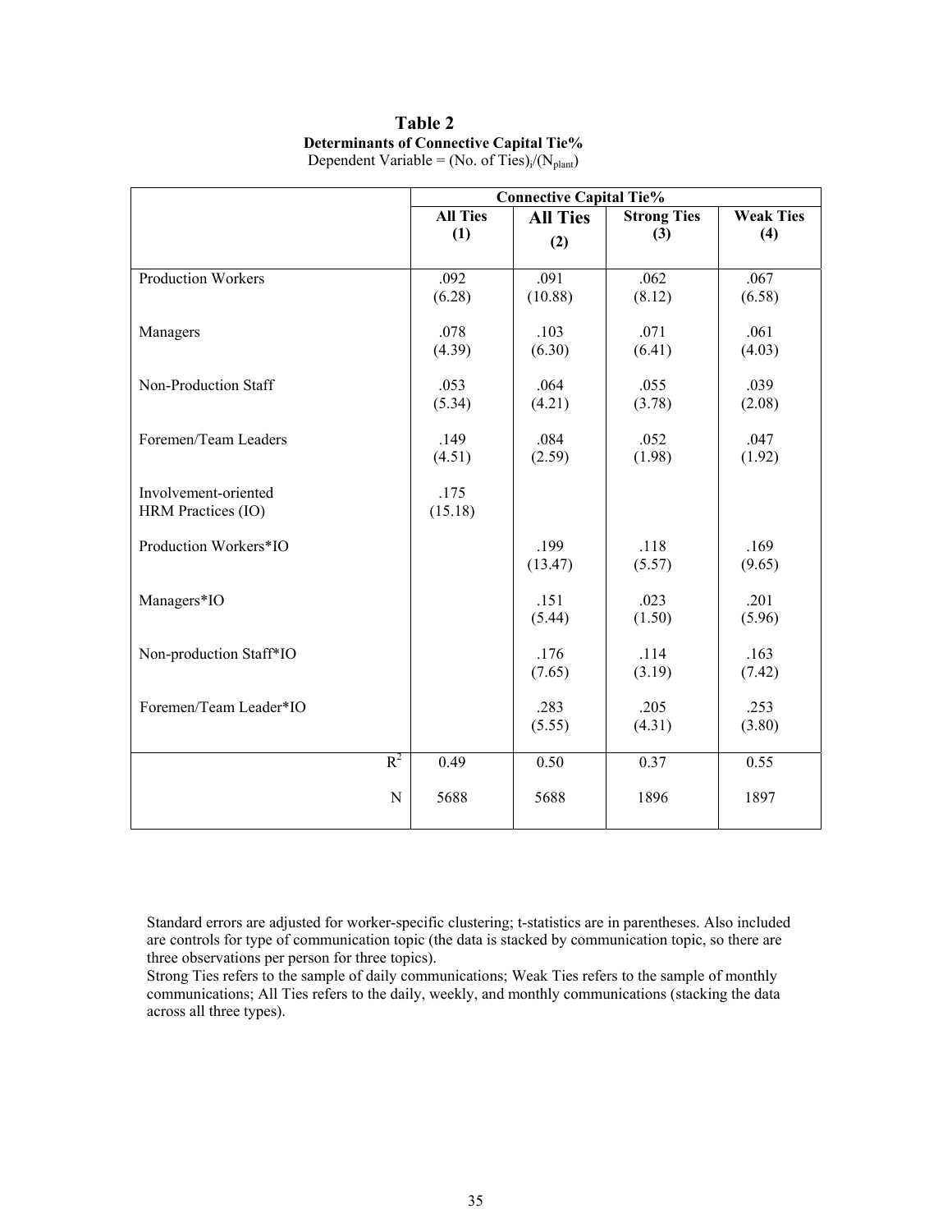# Table 2

**Determinants of Connective Capital Tie%**

Dependent Variable = (No. of Ties)$_i$/($N_{plant}$)

| | Connective Capital Tie% | | | |
|---|---|---|---|---|
| | **All Ties (1)** | **All Ties (2)** | **Strong Ties (3)** | **Weak Ties (4)** |
| Production Workers | .092 (6.28) | .091 (10.88) | .062 (8.12) | .067 (6.58) |
| Managers | .078 (4.39) | .103 (6.30) | .071 (6.41) | .061 (4.03) |
| Non-Production Staff | .053 (5.34) | .064 (4.21) | .055 (3.78) | .039 (2.08) |
| Foremen/Team Leaders | .149 (4.51) | .084 (2.59) | .052 (1.98) | .047 (1.92) |
| Involvement-oriented HRM Practices (IO) | .175 (15.18) | | | |
| Production Workers*IO | | .199 (13.47) | .118 (5.57) | .169 (9.65) |
| Managers*IO | | .151 (5.44) | .023 (1.50) | .201 (5.96) |
| Non-production Staff*IO | | .176 (7.65) | .114 (3.19) | .163 (7.42) |
| Foremen/Team Leader*IO | | .283 (5.55) | .205 (4.31) | .253 (3.80) |
| $R^2$ | 0.49 | 0.50 | 0.37 | 0.55 |
| N | 5688 | 5688 | 1896 | 1897 |

Standard errors are adjusted for worker-specific clustering; t-statistics are in parentheses. Also included are controls for type of communication topic (the data is stacked by communication topic, so there are three observations per person for three topics).

Strong Ties refers to the sample of daily communications; Weak Ties refers to the sample of monthly communications; All Ties refers to the daily, weekly, and monthly communications (stacking the data across all three types).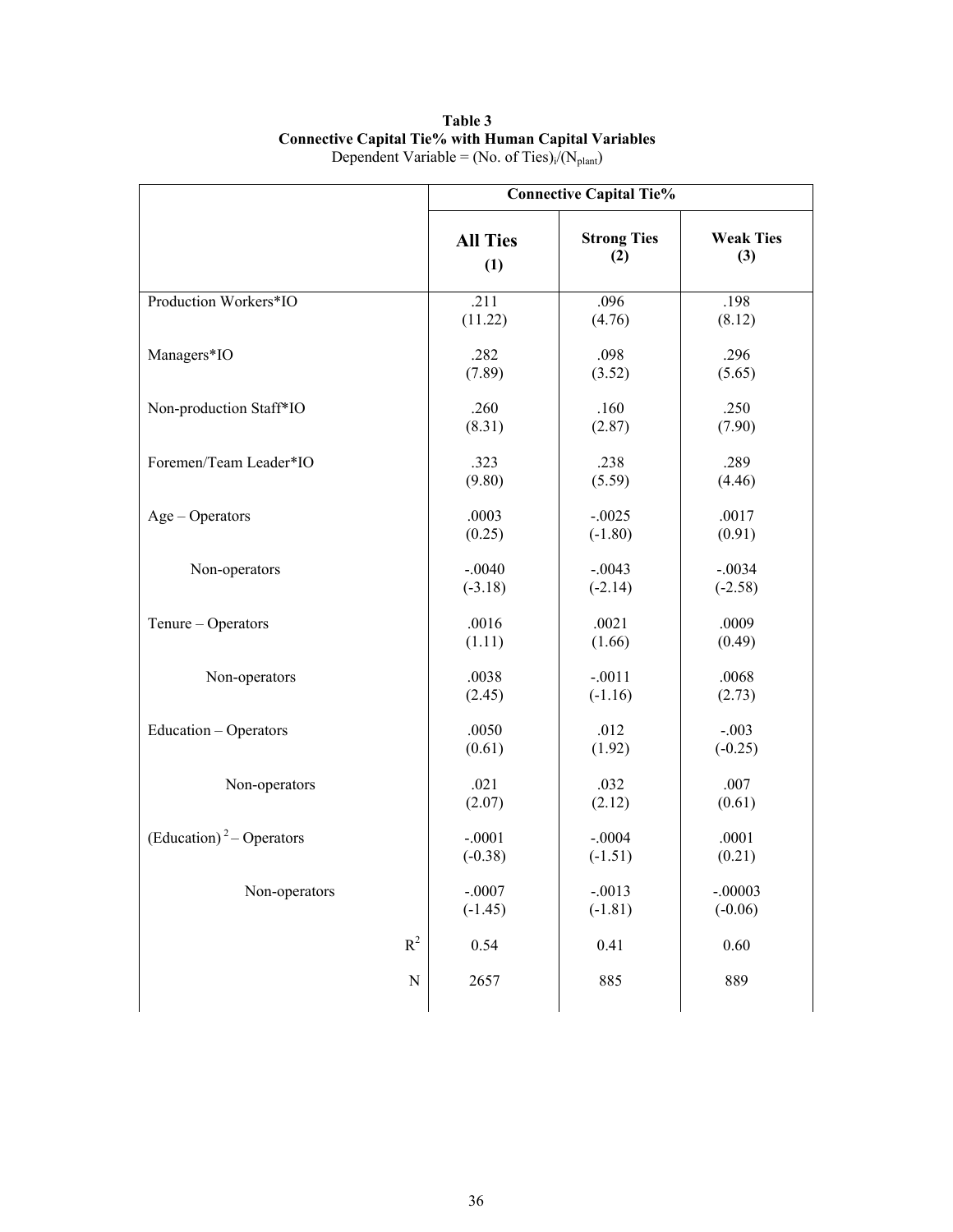**Table 3**
**Connective Capital Tie% with Human Capital Variables**
Dependent Variable = (No. of Ties)$_i$/($N_{plant}$)

| | Connective Capital Tie% | | |
|---|---|---|---|
| | **All Ties (1)** | **Strong Ties (2)** | **Weak Ties (3)** |
| Production Workers*IO | .211 (11.22) | .096 (4.76) | .198 (8.12) |
| Managers*IO | .282 (7.89) | .098 (3.52) | .296 (5.65) |
| Non-production Staff*IO | .260 (8.31) | .160 (2.87) | .250 (7.90) |
| Foremen/Team Leader*IO | .323 (9.80) | .238 (5.59) | .289 (4.46) |
| Age – Operators | .0003 (0.25) | -.0025 (-1.80) | .0017 (0.91) |
| Non-operators | -.0040 (-3.18) | -.0043 (-2.14) | -.0034 (-2.58) |
| Tenure – Operators | .0016 (1.11) | .0021 (1.66) | .0009 (0.49) |
| Non-operators | .0038 (2.45) | -.0011 (-1.16) | .0068 (2.73) |
| Education – Operators | .0050 (0.61) | .012 (1.92) | -.003 (-0.25) |
| Non-operators | .021 (2.07) | .032 (2.12) | .007 (0.61) |
| $(\text{Education})^2$ – Operators | -.0001 (-0.38) | -.0004 (-1.51) | .0001 (0.21) |
| Non-operators | -.0007 (-1.45) | -.0013 (-1.81) | -.00003 (-0.06) |
| $R^2$ | 0.54 | 0.41 | 0.60 |
| N | 2657 | 885 | 889 |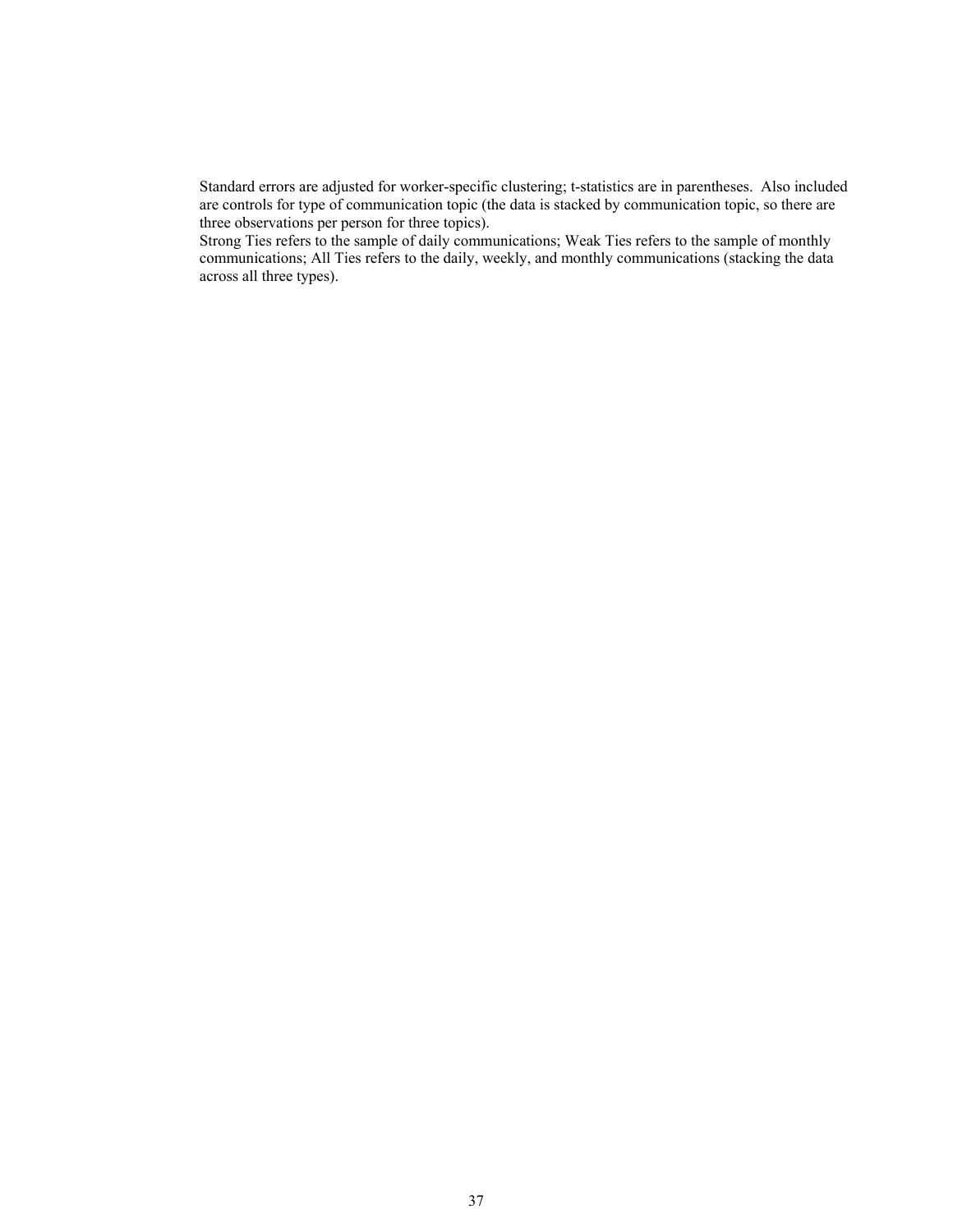Standard errors are adjusted for worker-specific clustering; t-statistics are in parentheses. Also included are controls for type of communication topic (the data is stacked by communication topic, so there are three observations per person for three topics).

Strong Ties refers to the sample of daily communications; Weak Ties refers to the sample of monthly communications; All Ties refers to the daily, weekly, and monthly communications (stacking the data across all three types).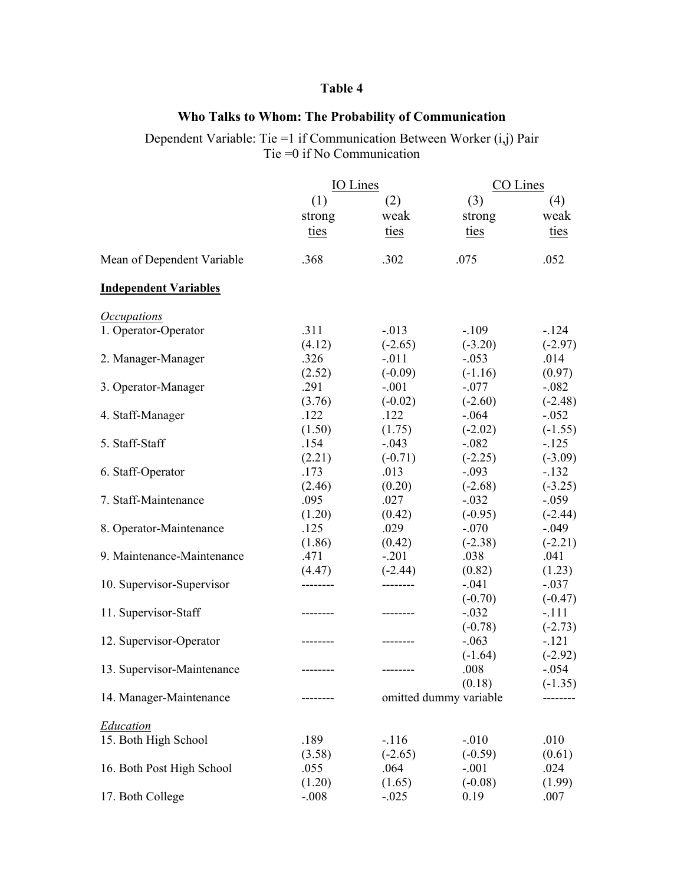# Table 4

## Who Talks to Whom: The Probability of Communication

Dependent Variable: Tie =1 if Communication Between Worker (i,j) Pair
Tie =0 if No Communication

| | IO Lines | | CO Lines | |
|---|---|---|---|---|
| | (1) strong ties | (2) weak ties | (3) strong ties | (4) weak ties |
| Mean of Dependent Variable | .368 | .302 | .075 | .052 |
| **Independent Variables** | | | | |
| *Occupations* | | | | |
| 1. Operator-Operator | .311 | -.013 | -.109 | -.124 |
| | (4.12) | (-2.65) | (-3.20) | (-2.97) |
| 2. Manager-Manager | .326 | -.011 | -.053 | .014 |
| | (2.52) | (-0.09) | (-1.16) | (0.97) |
| 3. Operator-Manager | .291 | -.001 | -.077 | -.082 |
| | (3.76) | (-0.02) | (-2.60) | (-2.48) |
| 4. Staff-Manager | .122 | .122 | -.064 | -.052 |
| | (1.50) | (1.75) | (-2.02) | (-1.55) |
| 5. Staff-Staff | .154 | -.043 | -.082 | -.125 |
| | (2.21) | (-0.71) | (-2.25) | (-3.09) |
| 6. Staff-Operator | .173 | .013 | -.093 | -.132 |
| | (2.46) | (0.20) | (-2.68) | (-3.25) |
| 7. Staff-Maintenance | .095 | .027 | -.032 | -.059 |
| | (1.20) | (0.42) | (-0.95) | (-2.44) |
| 8. Operator-Maintenance | .125 | .029 | -.070 | -.049 |
| | (1.86) | (0.42) | (-2.38) | (-2.21) |
| 9. Maintenance-Maintenance | .471 | -.201 | .038 | .041 |
| | (4.47) | (-2.44) | (0.82) | (1.23) |
| 10. Supervisor-Supervisor | -------- | -------- | -.041 | -.037 |
| | | | (-0.70) | (-0.47) |
| 11. Supervisor-Staff | -------- | -------- | -.032 | -.111 |
| | | | (-0.78) | (-2.73) |
| 12. Supervisor-Operator | -------- | -------- | -.063 | -.121 |
| | | | (-1.64) | (-2.92) |
| 13. Supervisor-Maintenance | -------- | -------- | .008 | -.054 |
| | | | (0.18) | (-1.35) |
| 14. Manager-Maintenance | -------- | omitted dummy variable | | -------- |
| *Education* | | | | |
| 15. Both High School | .189 | -.116 | -.010 | .010 |
| | (3.58) | (-2.65) | (-0.59) | (0.61) |
| 16. Both Post High School | .055 | .064 | -.001 | .024 |
| | (1.20) | (1.65) | (-0.08) | (1.99) |
| 17. Both College | -.008 | -.025 | 0.19 | .007 |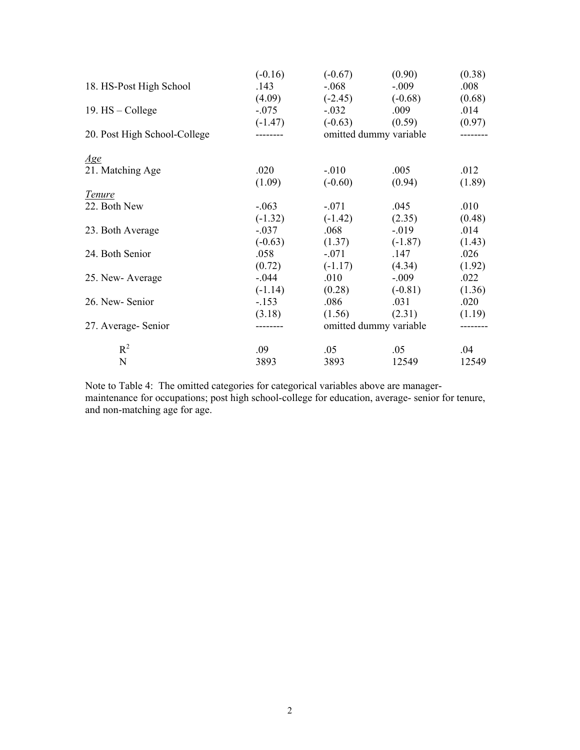| | | | | |
|---|---|---|---|---|
| | (-0.16) | (-0.67) | (0.90) | (0.38) |
| 18. HS-Post High School | .143 | -.068 | -.009 | .008 |
| | (4.09) | (-2.45) | (-0.68) | (0.68) |
| 19. HS – College | -.075 | -.032 | .009 | .014 |
| | (-1.47) | (-0.63) | (0.59) | (0.97) |
| 20. Post High School-College | -------- | omitted dummy variable | | -------- |
| *Age* | | | | |
| 21. Matching Age | .020 | -.010 | .005 | .012 |
| | (1.09) | (-0.60) | (0.94) | (1.89) |
| *Tenure* | | | | |
| 22. Both New | -.063 | -.071 | .045 | .010 |
| | (-1.32) | (-1.42) | (2.35) | (0.48) |
| 23. Both Average | -.037 | .068 | -.019 | .014 |
| | (-0.63) | (1.37) | (-1.87) | (1.43) |
| 24. Both Senior | .058 | -.071 | .147 | .026 |
| | (0.72) | (-1.17) | (4.34) | (1.92) |
| 25. New- Average | -.044 | .010 | -.009 | .022 |
| | (-1.14) | (0.28) | (-0.81) | (1.36) |
| 26. New- Senior | -.153 | .086 | .031 | .020 |
| | (3.18) | (1.56) | (2.31) | (1.19) |
| 27. Average- Senior | -------- | omitted dummy variable | | -------- |
| $R^2$ | .09 | .05 | .05 | .04 |
| N | 3893 | 3893 | 12549 | 12549 |

Note to Table 4: The omitted categories for categorical variables above are manager-maintenance for occupations; post high school-college for education, average- senior for tenure, and non-matching age for age.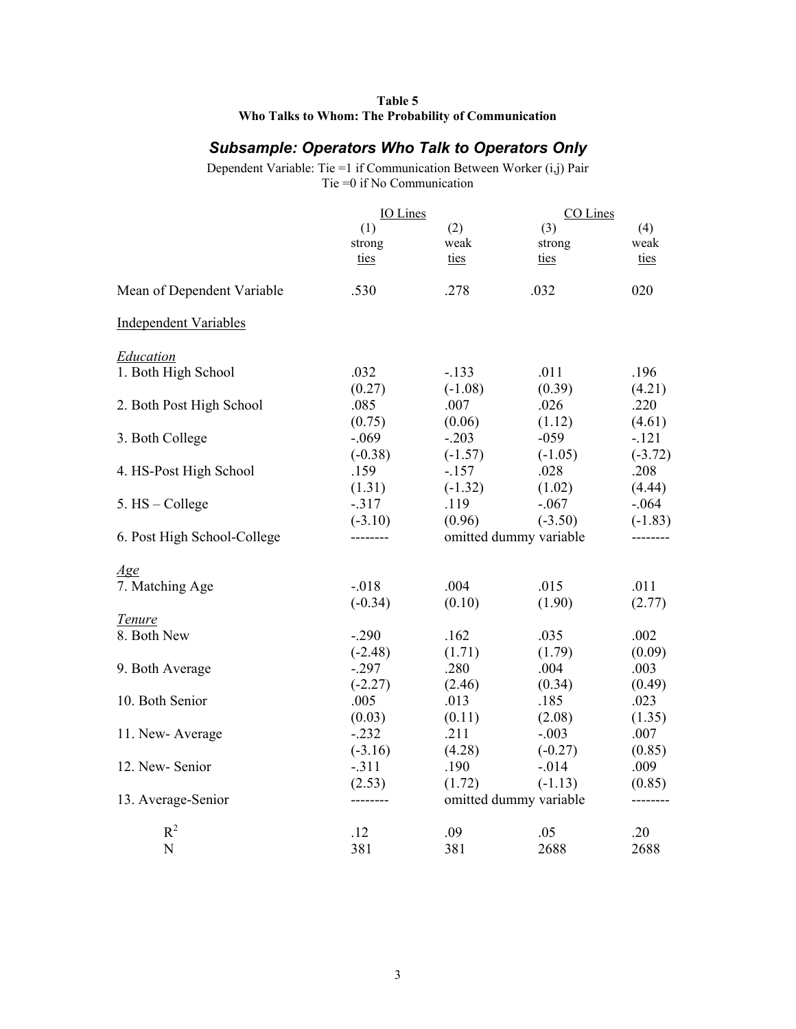**Table 5**
**Who Talks to Whom: The Probability of Communication**

## *Subsample: Operators Who Talk to Operators Only*

Dependent Variable: Tie =1 if Communication Between Worker (i,j) Pair
Tie =0 if No Communication

| | IO Lines | | CO Lines | |
|---|---|---|---|---|
| | (1) strong ties | (2) weak ties | (3) strong ties | (4) weak ties |
| Mean of Dependent Variable | .530 | .278 | .032 | 020 |
| Independent Variables | | | | |
| *Education* | | | | |
| 1. Both High School | .032 | -.133 | .011 | .196 |
| | (0.27) | (-1.08) | (0.39) | (4.21) |
| 2. Both Post High School | .085 | .007 | .026 | .220 |
| | (0.75) | (0.06) | (1.12) | (4.61) |
| 3. Both College | -.069 | -.203 | -059 | -.121 |
| | (-0.38) | (-1.57) | (-1.05) | (-3.72) |
| 4. HS-Post High School | .159 | -.157 | .028 | .208 |
| | (1.31) | (-1.32) | (1.02) | (4.44) |
| 5. HS – College | -.317 | .119 | -.067 | -.064 |
| | (-3.10) | (0.96) | (-3.50) | (-1.83) |
| 6. Post High School-College | -------- | omitted dummy variable | | -------- |
| *Age* | | | | |
| 7. Matching Age | -.018 | .004 | .015 | .011 |
| | (-0.34) | (0.10) | (1.90) | (2.77) |
| *Tenure* | | | | |
| 8. Both New | -.290 | .162 | .035 | .002 |
| | (-2.48) | (1.71) | (1.79) | (0.09) |
| 9. Both Average | -.297 | .280 | .004 | .003 |
| | (-2.27) | (2.46) | (0.34) | (0.49) |
| 10. Both Senior | .005 | .013 | .185 | .023 |
| | (0.03) | (0.11) | (2.08) | (1.35) |
| 11. New- Average | -.232 | .211 | -.003 | .007 |
| | (-3.16) | (4.28) | (-0.27) | (0.85) |
| 12. New- Senior | -.311 | .190 | -.014 | .009 |
| | (2.53) | (1.72) | (-1.13) | (0.85) |
| 13. Average-Senior | -------- | omitted dummy variable | | -------- |
| $R^2$ | .12 | .09 | .05 | .20 |
| N | 381 | 381 | 2688 | 2688 |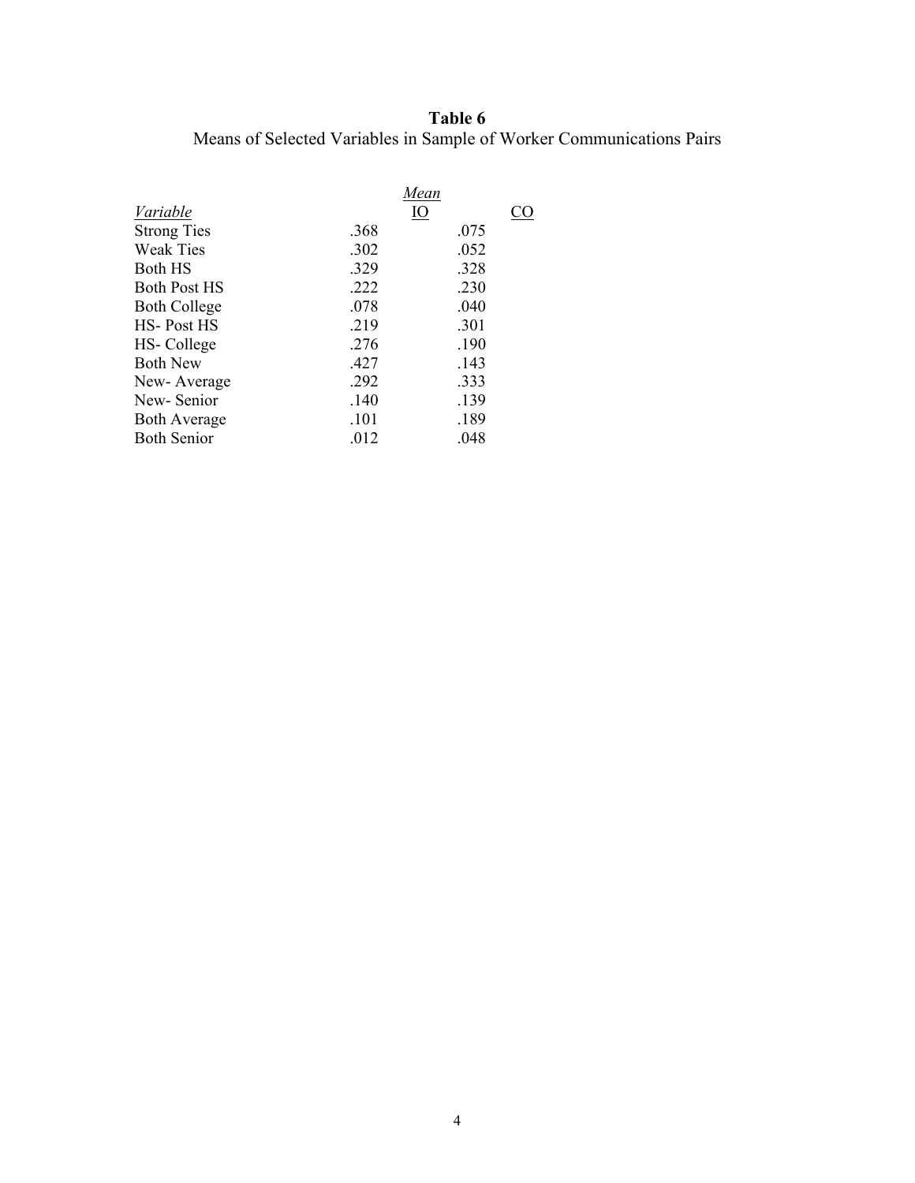**Table 6**

Means of Selected Variables in Sample of Worker Communications Pairs

| *Variable* | *Mean* IO | CO |
|---|---|---|
| Strong Ties | .368 | .075 |
| Weak Ties | .302 | .052 |
| Both HS | .329 | .328 |
| Both Post HS | .222 | .230 |
| Both College | .078 | .040 |
| HS- Post HS | .219 | .301 |
| HS- College | .276 | .190 |
| Both New | .427 | .143 |
| New- Average | .292 | .333 |
| New- Senior | .140 | .139 |
| Both Average | .101 | .189 |
| Both Senior | .012 | .048 |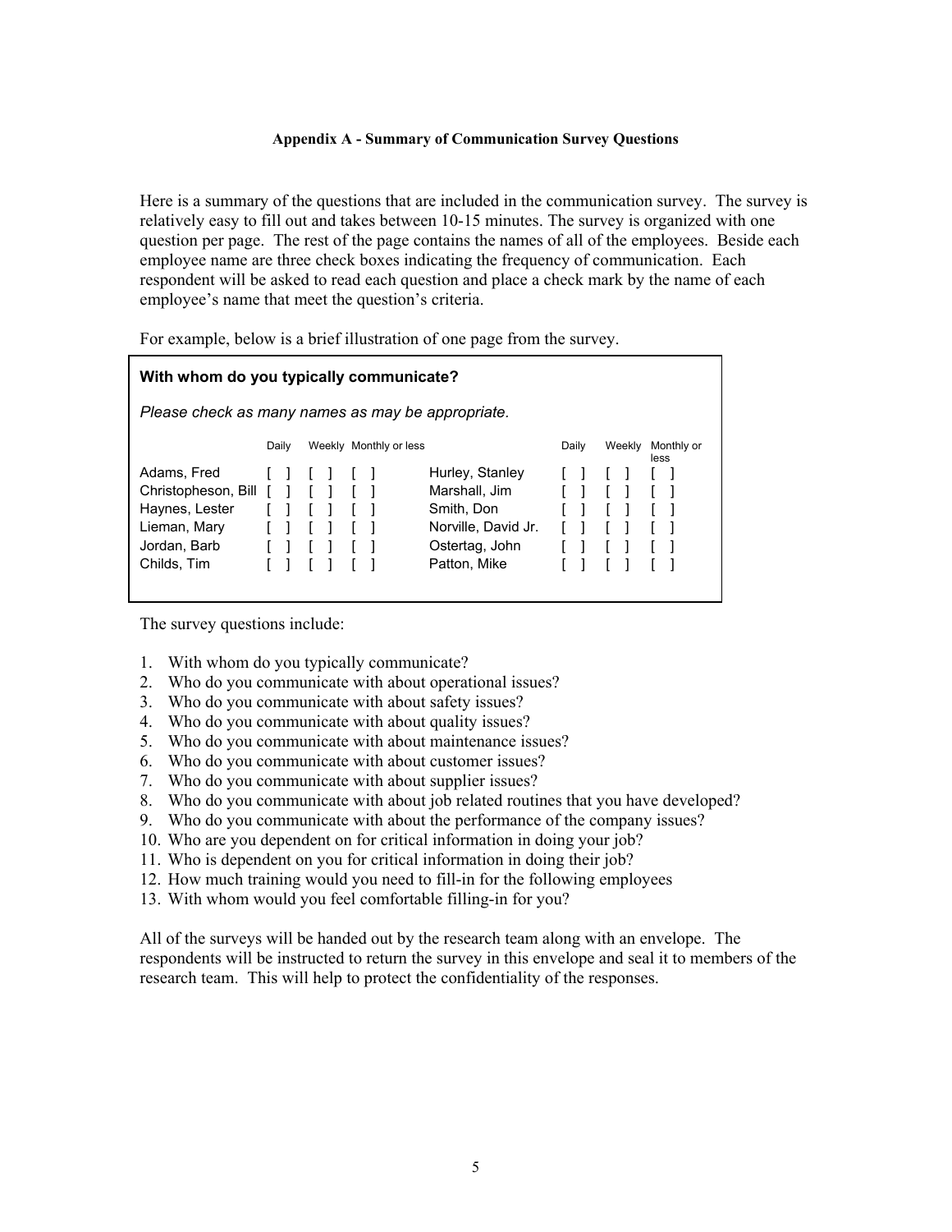**Appendix A - Summary of Communication Survey Questions**

Here is a summary of the questions that are included in the communication survey. The survey is relatively easy to fill out and takes between 10-15 minutes. The survey is organized with one question per page. The rest of the page contains the names of all of the employees. Beside each employee name are three check boxes indicating the frequency of communication. Each respondent will be asked to read each question and place a check mark by the name of each employee's name that meet the question's criteria.

For example, below is a brief illustration of one page from the survey.

**With whom do you typically communicate?**

*Please check as many names as may be appropriate.*

| | Daily | Weekly | Monthly or less | | Daily | Weekly | Monthly or less |
|---|---|---|---|---|---|---|---|
| Adams, Fred | [ ] | [ ] | [ ] | Hurley, Stanley | [ ] | [ ] | [ ] |
| Christopheson, Bill | [ ] | [ ] | [ ] | Marshall, Jim | [ ] | [ ] | [ ] |
| Haynes, Lester | [ ] | [ ] | [ ] | Smith, Don | [ ] | [ ] | [ ] |
| Lieman, Mary | [ ] | [ ] | [ ] | Norville, David Jr. | [ ] | [ ] | [ ] |
| Jordan, Barb | [ ] | [ ] | [ ] | Ostertag, John | [ ] | [ ] | [ ] |
| Childs, Tim | [ ] | [ ] | [ ] | Patton, Mike | [ ] | [ ] | [ ] |

The survey questions include:

1. With whom do you typically communicate?
2. Who do you communicate with about operational issues?
3. Who do you communicate with about safety issues?
4. Who do you communicate with about quality issues?
5. Who do you communicate with about maintenance issues?
6. Who do you communicate with about customer issues?
7. Who do you communicate with about supplier issues?
8. Who do you communicate with about job related routines that you have developed?
9. Who do you communicate with about the performance of the company issues?
10. Who are you dependent on for critical information in doing your job?
11. Who is dependent on you for critical information in doing their job?
12. How much training would you need to fill-in for the following employees
13. With whom would you feel comfortable filling-in for you?

All of the surveys will be handed out by the research team along with an envelope. The respondents will be instructed to return the survey in this envelope and seal it to members of the research team. This will help to protect the confidentiality of the responses.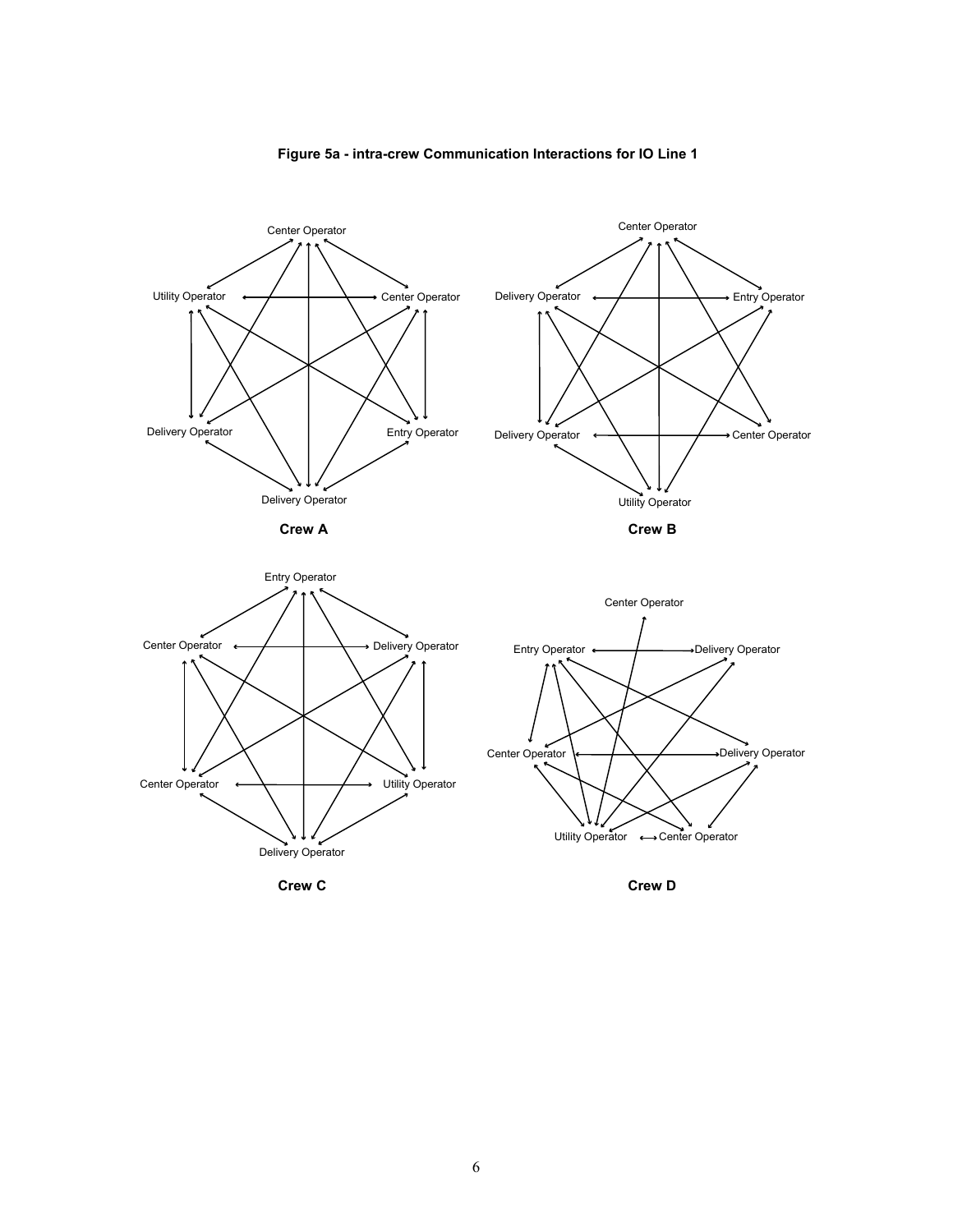**Figure 5a - intra-crew Communication Interactions for IO Line 1**

Center Operator

Utility Operator  Center Operator

Delivery Operator  Entry Operator

Delivery Operator

**Crew A**

Center Operator

Delivery Operator  Entry Operator

Delivery Operator  Center Operator

Utility Operator

**Crew B**

Entry Operator

Center Operator  Delivery Operator

Center Operator  Utility Operator

Delivery Operator

**Crew C**

Center Operator

Entry Operator  Delivery Operator

Center Operator  Delivery Operator

Utility Operator  Center Operator

**Crew D**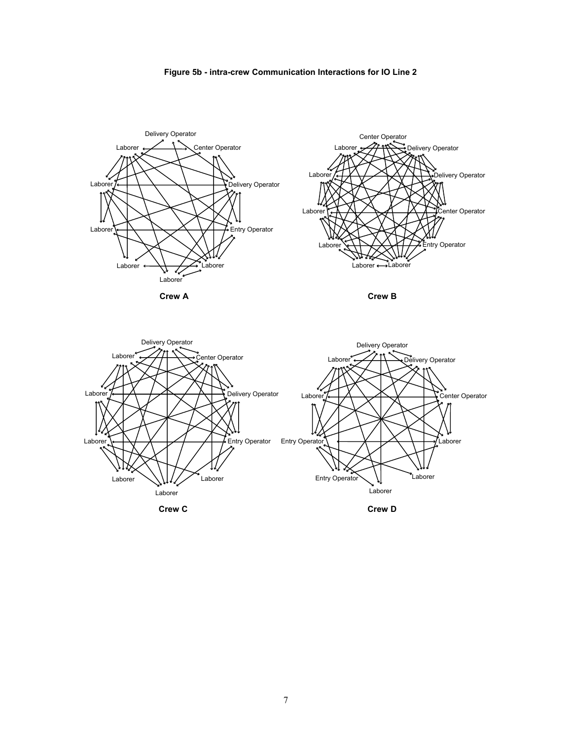**Figure 5b - intra-crew Communication Interactions for IO Line 2**

Delivery Operator
Laborer
Center Operator
Laborer
Delivery Operator
Laborer
Entry Operator
Laborer
Laborer
Laborer

**Crew A**

Center Operator
Laborer
Delivery Operator
Laborer
Delivery Operator
Laborer
Center Operator
Laborer
Entry Operator
Laborer
Laborer

**Crew B**

Delivery Operator
Laborer
Center Operator
Laborer
Delivery Operator
Laborer
Entry Operator
Laborer
Laborer
Laborer

**Crew C**

Delivery Operator
Laborer
Delivery Operator
Laborer
Center Operator
Entry Operator
Laborer
Entry Operator
Laborer
Laborer

**Crew D**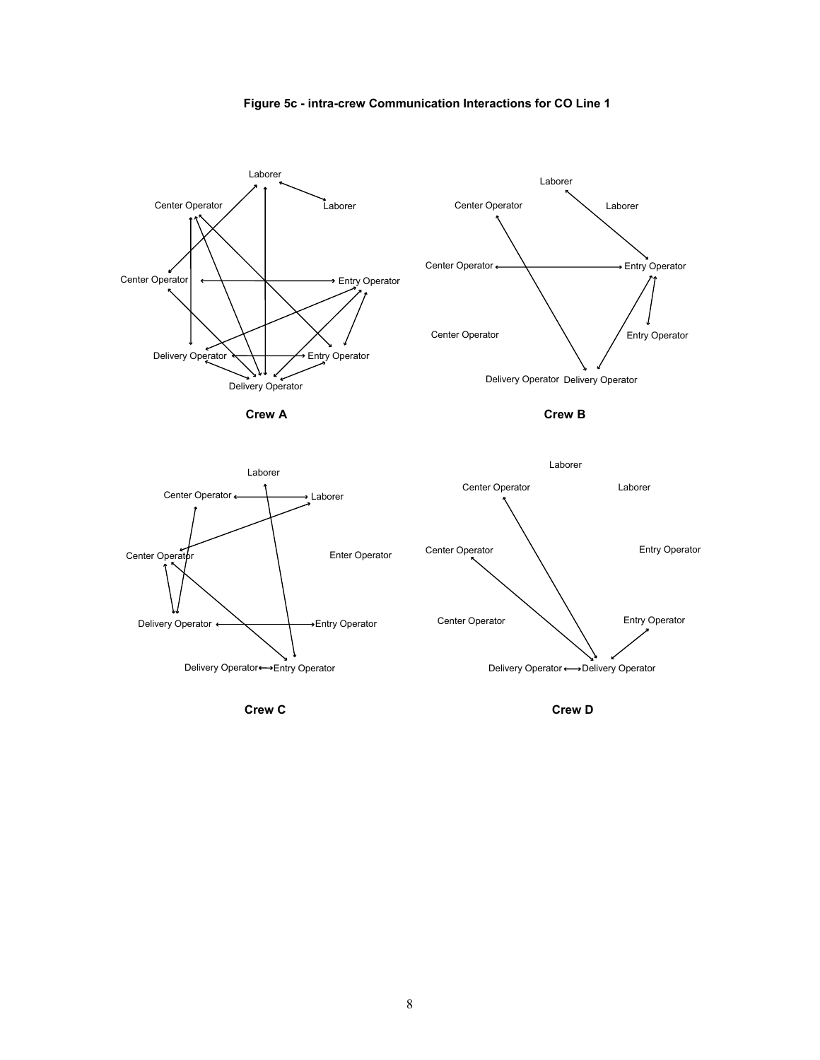**Figure 5c - intra-crew Communication Interactions for CO Line 1**

Laborer

Center Operator

Laborer

Center Operator

Entry Operator

Delivery Operator

Entry Operator

Delivery Operator

**Crew A**

Laborer

Center Operator

Laborer

Center Operator

Entry Operator

Center Operator

Entry Operator

Delivery Operator

Delivery Operator

**Crew B**

Laborer

Center Operator

Laborer

Center Operator

Enter Operator

Delivery Operator

Entry Operator

Delivery Operator

Entry Operator

**Crew C**

Laborer

Center Operator

Laborer

Center Operator

Entry Operator

Center Operator

Entry Operator

Delivery Operator

Delivery Operator

**Crew D**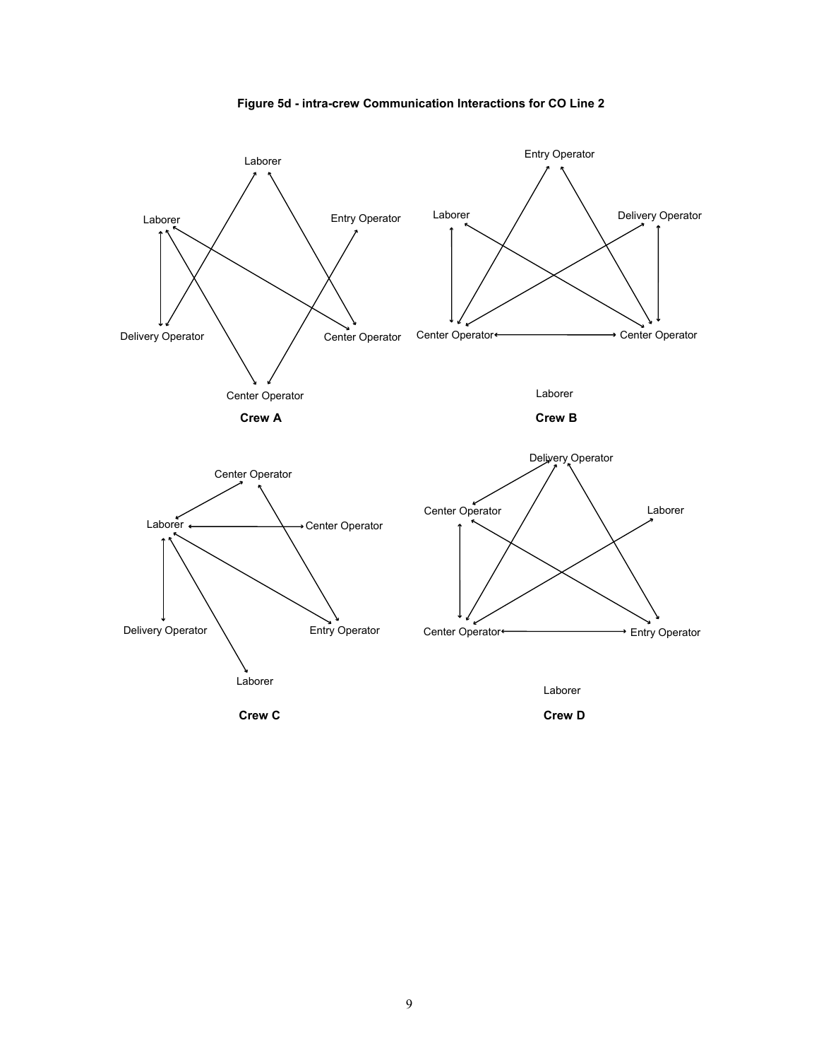**Figure 5d - intra-crew Communication Interactions for CO Line 2**

Laborer

Laborer

Entry Operator

Delivery Operator

Center Operator

Center Operator

**Crew A**

Entry Operator

Laborer

Delivery Operator

Center Operator

Center Operator

Laborer

**Crew B**

Center Operator

Laborer

Center Operator

Delivery Operator

Entry Operator

Laborer

**Crew C**

Delivery Operator

Center Operator

Laborer

Center Operator

Entry Operator

Laborer

**Crew D**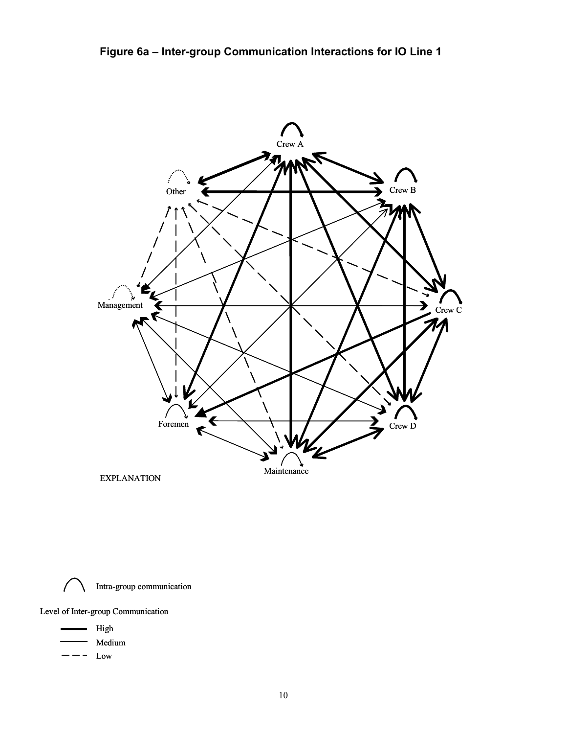**Figure 6a – Inter-group Communication Interactions for IO Line 1**

Crew A

Other

Crew B

Management

Crew C

Foremen

Crew D

Maintenance

EXPLANATION

Intra-group communication

Level of Inter-group Communication

High

Medium

Low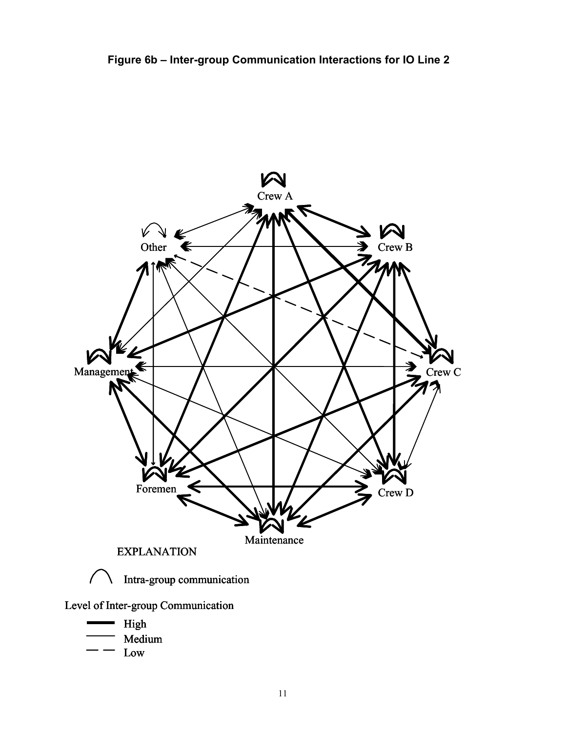**Figure 6b – Inter-group Communication Interactions for IO Line 2**

Crew A

Other

Crew B

Management

Crew C

Foremen

Crew D

Maintenance

EXPLANATION

Intra-group communication

Level of Inter-group Communication

High

Medium

Low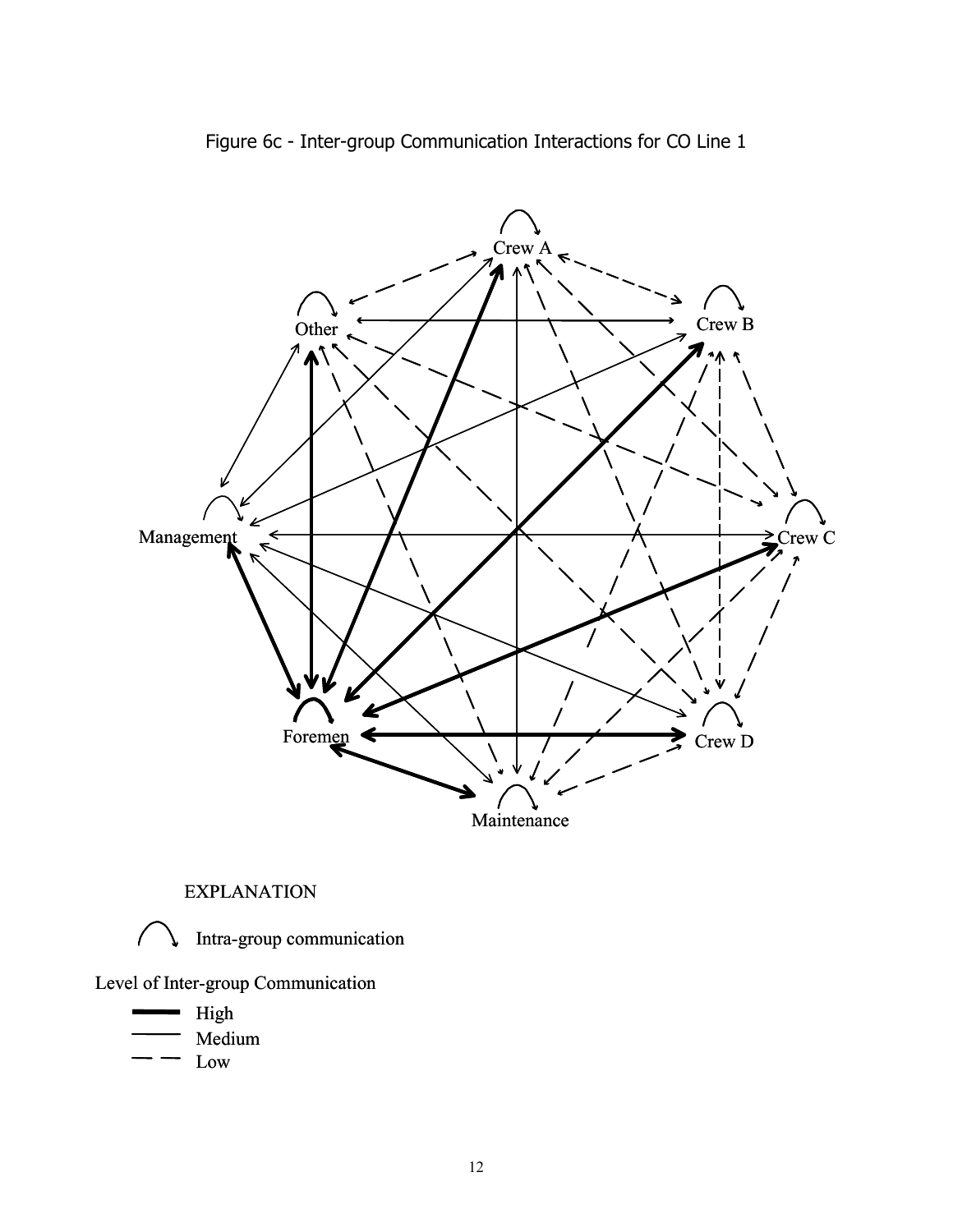Figure 6c - Inter-group Communication Interactions for CO Line 1

Crew A

Crew B

Crew C

Crew D

Maintenance

Foremen

Management

Other

EXPLANATION

Intra-group communication

Level of Inter-group Communication

- High
- Medium
- Low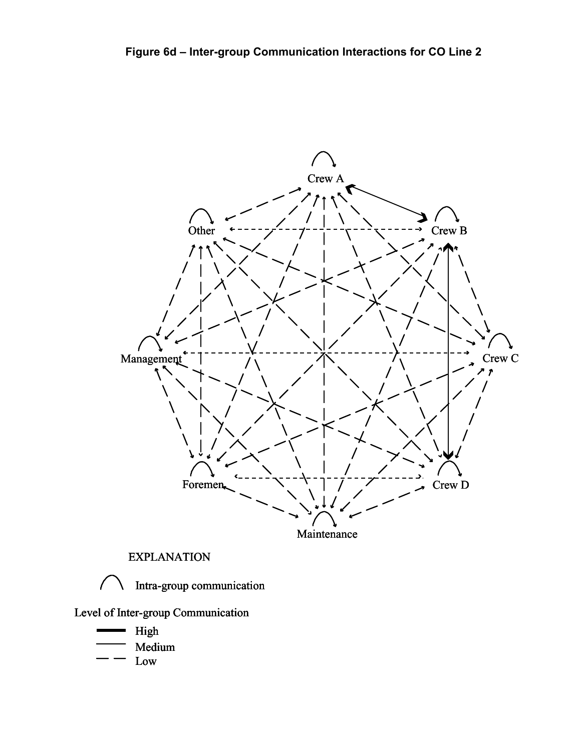**Figure 6d – Inter-group Communication Interactions for CO Line 2**

Crew A

Other

Crew B

Management

Crew C

Foremen

Crew D

Maintenance

EXPLANATION

Intra-group communication

Level of Inter-group Communication

High

Medium

Low